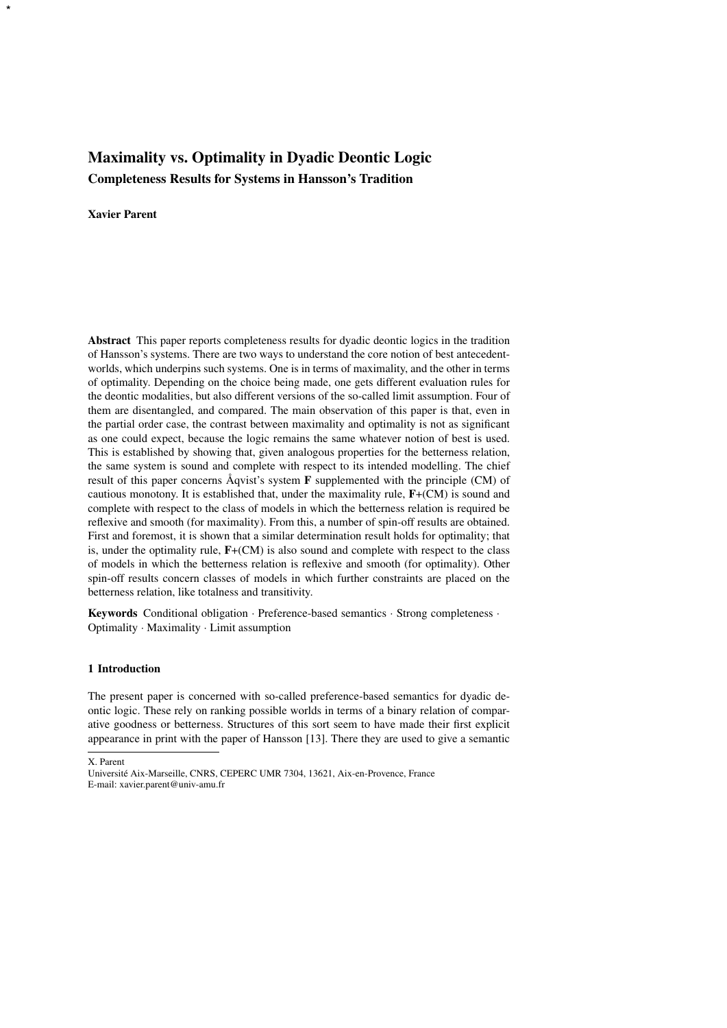# Maximality vs. Optimality in Dyadic Deontic Logic

## Completeness Results for Systems in Hansson's Tradition

**Xavier Parent**

**Abstract** This paper reports completeness results for dyadic deontic logics in the tradition of Hansson's systems. There are two ways to understand the core notion of best antecedent-worlds, which underpins such systems. One is in terms of maximality, and the other in terms of optimality. Depending on the choice being made, one gets different evaluation rules for the deontic modalities, but also different versions of the so-called limit assumption. Four of them are disentangled, and compared. The main observation of this paper is that, even in the partial order case, the contrast between maximality and optimality is not as significant as one could expect, because the logic remains the same whatever notion of best is used. This is established by showing that, given analogous properties for the betterness relation, the same system is sound and complete with respect to its intended modelling. The chief result of this paper concerns Åqvist's system **F** supplemented with the principle (CM) of cautious monotony. It is established that, under the maximality rule, **F**+(CM) is sound and complete with respect to the class of models in which the betterness relation is required be reflexive and smooth (for maximality). From this, a number of spin-off results are obtained. First and foremost, it is shown that a similar determination result holds for optimality; that is, under the optimality rule, **F**+(CM) is also sound and complete with respect to the class of models in which the betterness relation is reflexive and smooth (for optimality). Other spin-off results concern classes of models in which further constraints are placed on the betterness relation, like totalness and transitivity.

**Keywords** Conditional obligation · Preference-based semantics · Strong completeness · Optimality · Maximality · Limit assumption

## 1 Introduction

The present paper is concerned with so-called preference-based semantics for dyadic deontic logic. These rely on ranking possible worlds in terms of a binary relation of comparative goodness or betterness. Structures of this sort seem to have made their first explicit appearance in print with the paper of Hansson [13]. There they are used to give a semantic

---

X. Parent
Université Aix-Marseille, CNRS, CEPERC UMR 7304, 13621, Aix-en-Provence, France
E-mail: xavier.parent@univ-amu.fr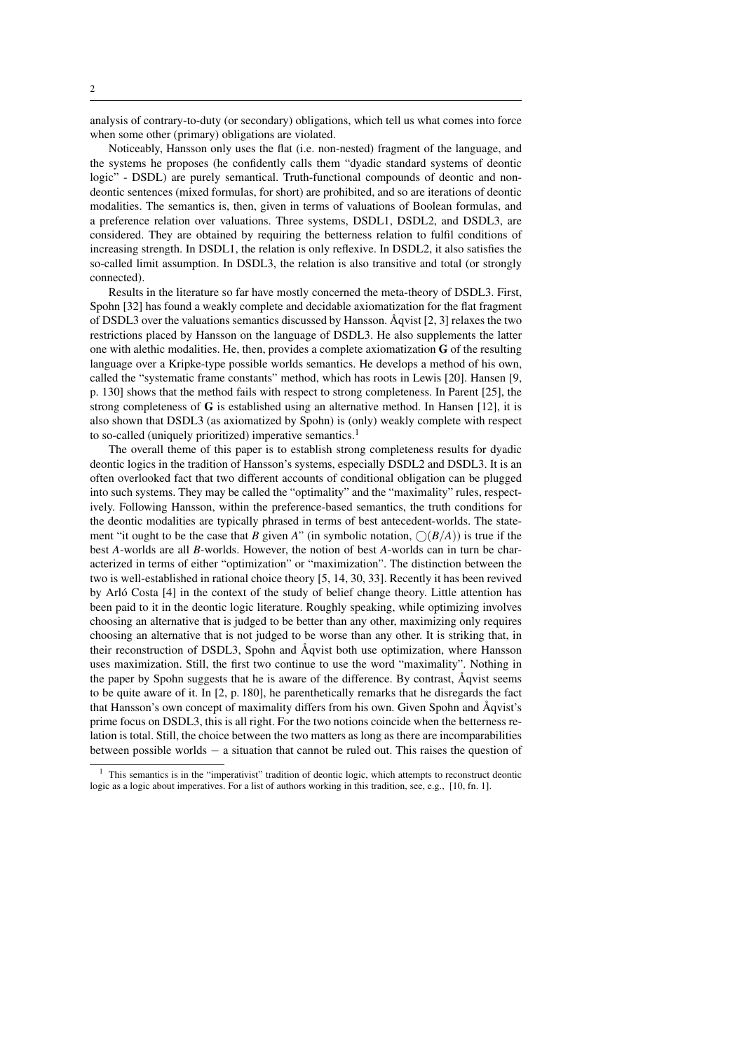analysis of contrary-to-duty (or secondary) obligations, which tell us what comes into force when some other (primary) obligations are violated.

Noticeably, Hansson only uses the flat (i.e. non-nested) fragment of the language, and the systems he proposes (he confidently calls them "dyadic standard systems of deontic logic" - DSDL) are purely semantical. Truth-functional compounds of deontic and non-deontic sentences (mixed formulas, for short) are prohibited, and so are iterations of deontic modalities. The semantics is, then, given in terms of valuations of Boolean formulas, and a preference relation over valuations. Three systems, DSDL1, DSDL2, and DSDL3, are considered. They are obtained by requiring the betterness relation to fulfil conditions of increasing strength. In DSDL1, the relation is only reflexive. In DSDL2, it also satisfies the so-called limit assumption. In DSDL3, the relation is also transitive and total (or strongly connected).

Results in the literature so far have mostly concerned the meta-theory of DSDL3. First, Spohn [32] has found a weakly complete and decidable axiomatization for the flat fragment of DSDL3 over the valuations semantics discussed by Hansson. Åqvist [2, 3] relaxes the two restrictions placed by Hansson on the language of DSDL3. He also supplements the latter one with alethic modalities. He, then, provides a complete axiomatization **G** of the resulting language over a Kripke-type possible worlds semantics. He develops a method of his own, called the "systematic frame constants" method, which has roots in Lewis [20]. Hansen [9, p. 130] shows that the method fails with respect to strong completeness. In Parent [25], the strong completeness of **G** is established using an alternative method. In Hansen [12], it is also shown that DSDL3 (as axiomatized by Spohn) is (only) weakly complete with respect to so-called (uniquely prioritized) imperative semantics.[1]

The overall theme of this paper is to establish strong completeness results for dyadic deontic logics in the tradition of Hansson's systems, especially DSDL2 and DSDL3. It is an often overlooked fact that two different accounts of conditional obligation can be plugged into such systems. They may be called the "optimality" and the "maximality" rules, respectively. Following Hansson, within the preference-based semantics, the truth conditions for the deontic modalities are typically phrased in terms of best antecedent-worlds. The statement "it ought to be the case that $B$ given $A$" (in symbolic notation, $\bigcirc(B/A)$) is true if the best $A$-worlds are all $B$-worlds. However, the notion of best $A$-worlds can in turn be characterized in terms of either "optimization" or "maximization". The distinction between the two is well-established in rational choice theory [5, 14, 30, 33]. Recently it has been revived by Arló Costa [4] in the context of the study of belief change theory. Little attention has been paid to it in the deontic logic literature. Roughly speaking, while optimizing involves choosing an alternative that is judged to be better than any other, maximizing only requires choosing an alternative that is not judged to be worse than any other. It is striking that, in their reconstruction of DSDL3, Spohn and Åqvist both use optimization, where Hansson uses maximization. Still, the first two continue to use the word "maximality". Nothing in the paper by Spohn suggests that he is aware of the difference. By contrast, Åqvist seems to be quite aware of it. In [2, p. 180], he parenthetically remarks that he disregards the fact that Hansson's own concept of maximality differs from his own. Given Spohn and Åqvist's prime focus on DSDL3, this is all right. For the two notions coincide when the betterness relation is total. Still, the choice between the two matters as long as there are incomparabilities between possible worlds − a situation that cannot be ruled out. This raises the question of

[1] This semantics is in the "imperativist" tradition of deontic logic, which attempts to reconstruct deontic logic as a logic about imperatives. For a list of authors working in this tradition, see, e.g., [10, fn. 1].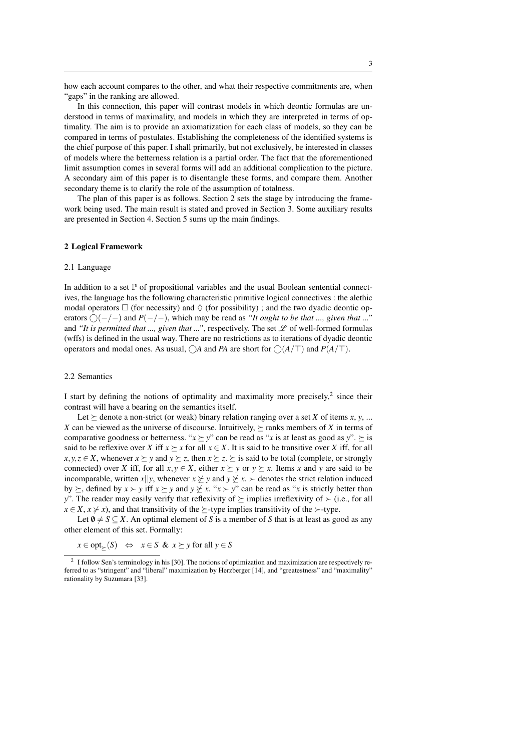how each account compares to the other, and what their respective commitments are, when "gaps" in the ranking are allowed.

In this connection, this paper will contrast models in which deontic formulas are understood in terms of maximality, and models in which they are interpreted in terms of optimality. The aim is to provide an axiomatization for each class of models, so they can be compared in terms of postulates. Establishing the completeness of the identified systems is the chief purpose of this paper. I shall primarily, but not exclusively, be interested in classes of models where the betterness relation is a partial order. The fact that the aforementioned limit assumption comes in several forms will add an additional complication to the picture. A secondary aim of this paper is to disentangle these forms, and compare them. Another secondary theme is to clarify the role of the assumption of totalness.

The plan of this paper is as follows. Section 2 sets the stage by introducing the framework being used. The main result is stated and proved in Section 3. Some auxiliary results are presented in Section 4. Section 5 sums up the main findings.

## 2 Logical Framework

### 2.1 Language

In addition to a set $\mathbb{P}$ of propositional variables and the usual Boolean sentential connectives, the language has the following characteristic primitive logical connectives : the alethic modal operators $\Box$ (for necessity) and $\Diamond$ (for possibility) ; and the two dyadic deontic operators $\bigcirc(-/-)$ and $P(-/-)$, which may be read as *"It ought to be that ..., given that ..."* and *"It is permitted that ..., given that ..."*, respectively. The set $\mathscr{L}$ of well-formed formulas (wffs) is defined in the usual way. There are no restrictions as to iterations of dyadic deontic operators and modal ones. As usual, $\bigcirc A$ and $PA$ are short for $\bigcirc(A/\top)$ and $P(A/\top)$.

### 2.2 Semantics

I start by defining the notions of optimality and maximality more precisely,[2] since their contrast will have a bearing on the semantics itself.

Let $\succeq$ denote a non-strict (or weak) binary relation ranging over a set $X$ of items $x$, $y$, ... $X$ can be viewed as the universe of discourse. Intuitively, $\succeq$ ranks members of $X$ in terms of comparative goodness or betterness. "$x \succeq y$" can be read as "$x$ is at least as good as $y$". $\succeq$ is said to be reflexive over $X$ iff $x \succeq x$ for all $x \in X$. It is said to be transitive over $X$ iff, for all $x, y, z \in X$, whenever $x \succeq y$ and $y \succeq z$, then $x \succeq z$. $\succeq$ is said to be total (complete, or strongly connected) over $X$ iff, for all $x, y \in X$, either $x \succeq y$ or $y \succeq x$. Items $x$ and $y$ are said to be incomparable, written $x||y$, whenever $x \not\succeq y$ and $y \not\succeq x$. $\succ$ denotes the strict relation induced by $\succeq$, defined by $x \succ y$ iff $x \succeq y$ and $y \not\succeq x$. "$x \succ y$" can be read as "$x$ is strictly better than $y$". The reader may easily verify that reflexivity of $\succeq$ implies irreflexivity of $\succ$ (i.e., for all $x \in X$, $x \not\succ x$), and that transitivity of the $\succeq$-type implies transitivity of the $\succ$-type.

Let $\emptyset \neq S \subseteq X$. An optimal element of $S$ is a member of $S$ that is at least as good as any other element of this set. Formally:

$$x \in \text{opt}_{\succeq}(S) \quad \Leftrightarrow \quad x \in S \;\&\; x \succeq y \text{ for all } y \in S$$

[2] I follow Sen's terminology in his [30]. The notions of optimization and maximization are respectively referred to as "stringent" and "liberal" maximization by Herzberger [14], and "greatestness" and "maximality" rationality by Suzumara [33].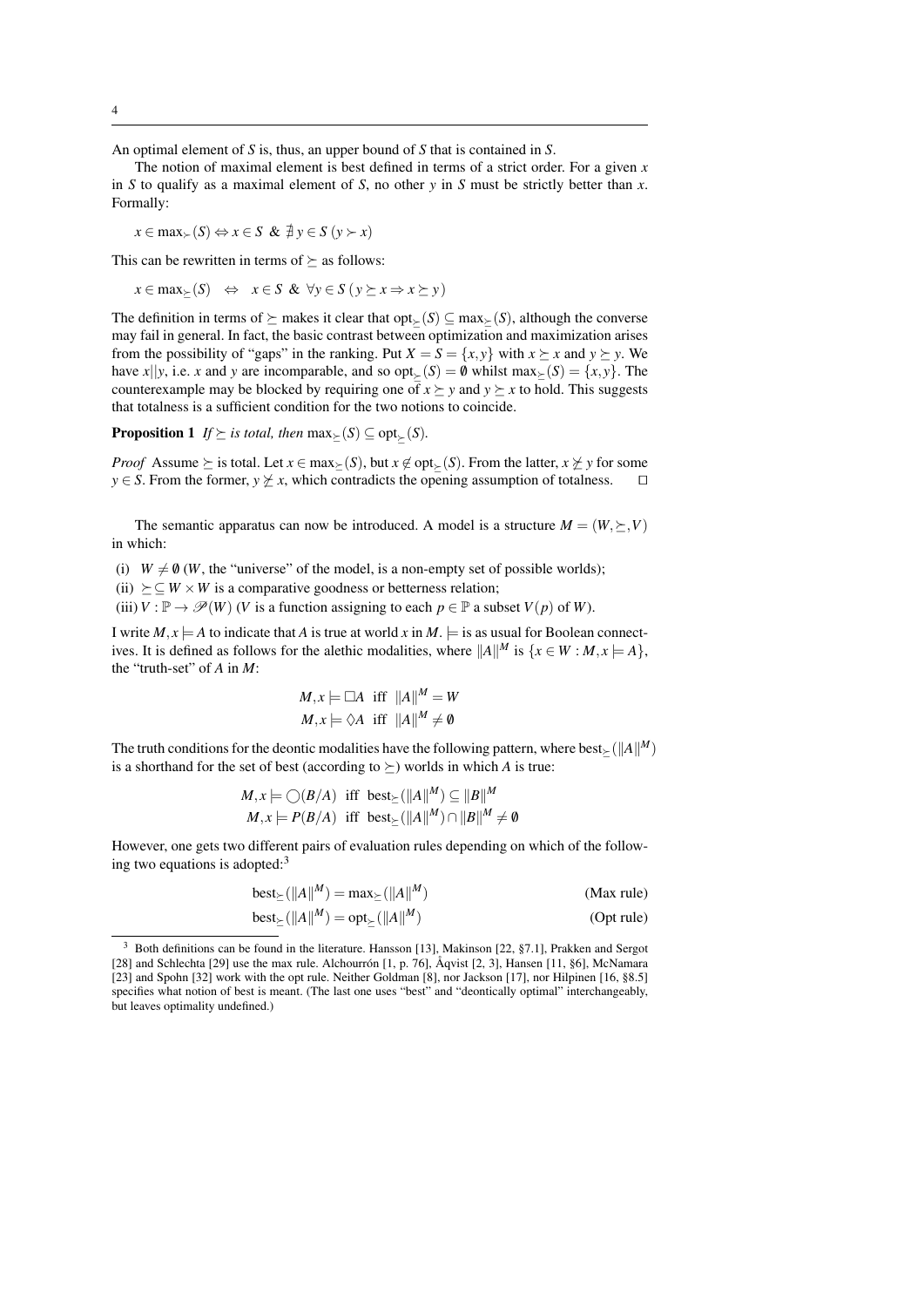An optimal element of $S$ is, thus, an upper bound of $S$ that is contained in $S$.

The notion of maximal element is best defined in terms of a strict order. For a given $x$ in $S$ to qualify as a maximal element of $S$, no other $y$ in $S$ must be strictly better than $x$. Formally:

$$x \in \max_{\succ}(S) \Leftrightarrow x \in S \ \& \ \nexists y \in S\,(y \succ x)$$

This can be rewritten in terms of $\succeq$ as follows:

$$x \in \max_{\succeq}(S) \quad \Leftrightarrow \quad x \in S \ \& \ \forall y \in S\,(y \succeq x \Rightarrow x \succeq y)$$

The definition in terms of $\succeq$ makes it clear that $\mathrm{opt}_{\succeq}(S) \subseteq \max_{\succeq}(S)$, although the converse may fail in general. In fact, the basic contrast between optimization and maximization arises from the possibility of "gaps" in the ranking. Put $X = S = \{x, y\}$ with $x \succeq x$ and $y \succeq y$. We have $x||y$, i.e. $x$ and $y$ are incomparable, and so $\mathrm{opt}_{\succeq}(S) = \emptyset$ whilst $\max_{\succeq}(S) = \{x, y\}$. The counterexample may be blocked by requiring one of $x \succeq y$ and $y \succeq x$ to hold. This suggests that totalness is a sufficient condition for the two notions to coincide.

**Proposition 1** *If $\succeq$ is total, then $\max_{\succeq}(S) \subseteq \mathrm{opt}_{\succeq}(S)$.*

*Proof* Assume $\succeq$ is total. Let $x \in \max_{\succeq}(S)$, but $x \notin \mathrm{opt}_{\succeq}(S)$. From the latter, $x \not\succeq y$ for some $y \in S$. From the former, $y \not\succeq x$, which contradicts the opening assumption of totalness. □

The semantic apparatus can now be introduced. A model is a structure $M = (W, \succeq, V)$ in which:

(i) $W \neq \emptyset$ ($W$, the "universe" of the model, is a non-empty set of possible worlds);

(ii) $\succeq \subseteq W \times W$ is a comparative goodness or betterness relation;

(iii) $V : \mathbb{P} \rightarrow \mathscr{P}(W)$ ($V$ is a function assigning to each $p \in \mathbb{P}$ a subset $V(p)$ of $W$).

I write $M, x \models A$ to indicate that $A$ is true at world $x$ in $M$. $\models$ is as usual for Boolean connectives. It is defined as follows for the alethic modalities, where $\|A\|^M$ is $\{x \in W : M, x \models A\}$, the "truth-set" of $A$ in $M$:

$$M, x \models \Box A \ \text{ iff } \ \|A\|^M = W$$
$$M, x \models \Diamond A \ \text{ iff } \ \|A\|^M \neq \emptyset$$

The truth conditions for the deontic modalities have the following pattern, where $\mathrm{best}_{\succeq}(\|A\|^M)$ is a shorthand for the set of best (according to $\succeq$) worlds in which $A$ is true:

$$M, x \models \bigcirc(B/A) \ \text{ iff } \ \mathrm{best}_{\succeq}(\|A\|^M) \subseteq \|B\|^M$$
$$M, x \models P(B/A) \ \text{ iff } \ \mathrm{best}_{\succeq}(\|A\|^M) \cap \|B\|^M \neq \emptyset$$

However, one gets two different pairs of evaluation rules depending on which of the following two equations is adopted:[3]

$$\mathrm{best}_{\succeq}(\|A\|^M) = \max_{\succeq}(\|A\|^M) \qquad \text{(Max rule)}$$

$$\mathrm{best}_{\succeq}(\|A\|^M) = \mathrm{opt}_{\succeq}(\|A\|^M) \qquad \text{(Opt rule)}$$

[3] Both definitions can be found in the literature. Hansson [13], Makinson [22, §7.1], Prakken and Sergot [28] and Schlechta [29] use the max rule. Alchourrón [1, p. 76], Åqvist [2, 3], Hansen [11, §6], McNamara [23] and Spohn [32] work with the opt rule. Neither Goldman [8], nor Jackson [17], nor Hilpinen [16, §8.5] specifies what notion of best is meant. (The last one uses "best" and "deontically optimal" interchangeably, but leaves optimality undefined.)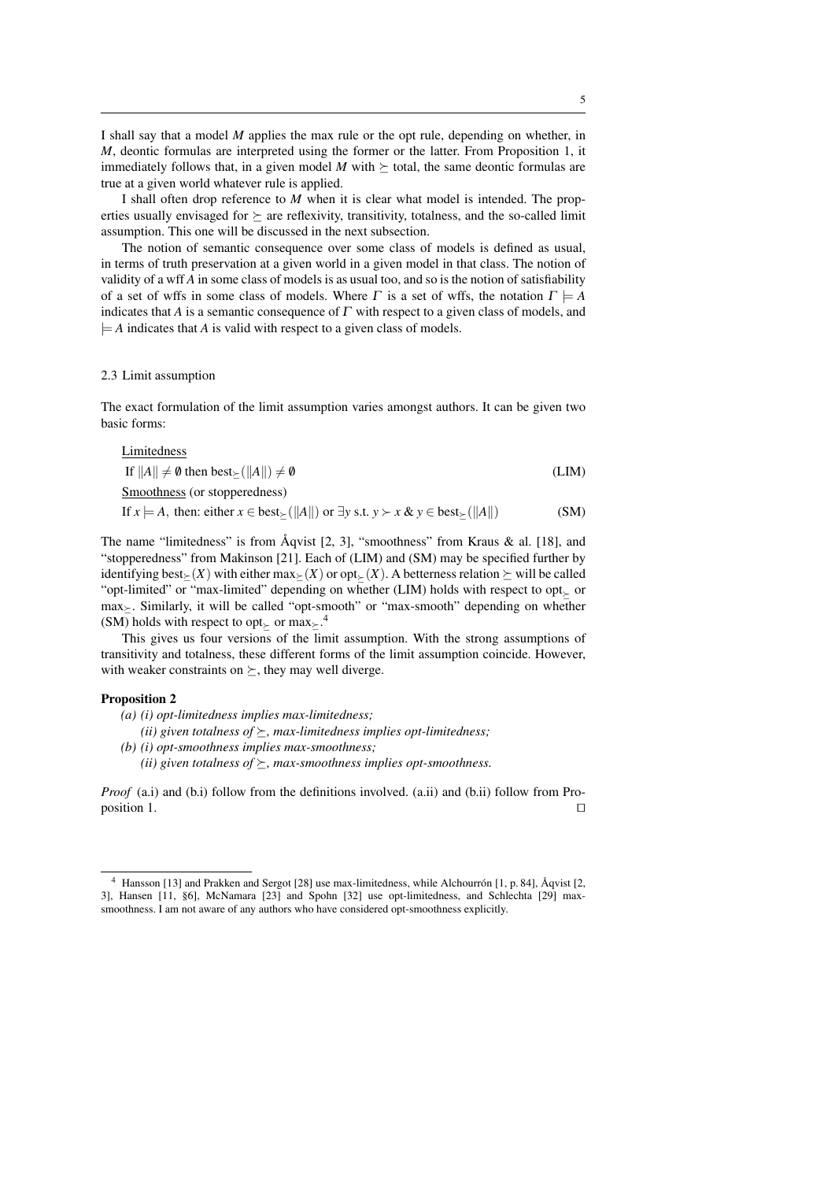I shall say that a model $M$ applies the max rule or the opt rule, depending on whether, in $M$, deontic formulas are interpreted using the former or the latter. From Proposition 1, it immediately follows that, in a given model $M$ with $\succeq$ total, the same deontic formulas are true at a given world whatever rule is applied.

I shall often drop reference to $M$ when it is clear what model is intended. The properties usually envisaged for $\succeq$ are reflexivity, transitivity, totalness, and the so-called limit assumption. This one will be discussed in the next subsection.

The notion of semantic consequence over some class of models is defined as usual, in terms of truth preservation at a given world in a given model in that class. The notion of validity of a wff $A$ in some class of models is as usual too, and so is the notion of satisfiability of a set of wffs in some class of models. Where $\Gamma$ is a set of wffs, the notation $\Gamma \models A$ indicates that $A$ is a semantic consequence of $\Gamma$ with respect to a given class of models, and $\models A$ indicates that $A$ is valid with respect to a given class of models.

### 2.3 Limit assumption

The exact formulation of the limit assumption varies amongst authors. It can be given two basic forms:

Limitedness

$$\text{If } \|A\| \neq \emptyset \text{ then } \text{best}_{\succeq}(\|A\|) \neq \emptyset \tag{LIM}$$

Smoothness (or stopperedness)

$$\text{If } x \models A, \text{ then: either } x \in \text{best}_{\succeq}(\|A\|) \text{ or } \exists y \text{ s.t. } y \succ x \ \&\ y \in \text{best}_{\succeq}(\|A\|) \tag{SM}$$

The name "limitedness" is from Åqvist [2, 3], "smoothness" from Kraus & al. [18], and "stopperedness" from Makinson [21]. Each of (LIM) and (SM) may be specified further by identifying $\text{best}_{\succeq}(X)$ with either $\max_{\succeq}(X)$ or $\text{opt}_{\succeq}(X)$. A betterness relation $\succeq$ will be called "opt-limited" or "max-limited" depending on whether (LIM) holds with respect to $\text{opt}_{\succeq}$ or $\max_{\succeq}$. Similarly, it will be called "opt-smooth" or "max-smooth" depending on whether (SM) holds with respect to $\text{opt}_{\succeq}$ or $\max_{\succeq}$.[4]

This gives us four versions of the limit assumption. With the strong assumptions of transitivity and totalness, these different forms of the limit assumption coincide. However, with weaker constraints on $\succeq$, they may well diverge.

**Proposition 2**

*(a) (i) opt-limitedness implies max-limitedness;*
*(ii) given totalness of $\succeq$, max-limitedness implies opt-limitedness;*
*(b) (i) opt-smoothness implies max-smoothness;*
*(ii) given totalness of $\succeq$, max-smoothness implies opt-smoothness.*

*Proof* (a.i) and (b.i) follow from the definitions involved. (a.ii) and (b.ii) follow from Proposition 1. □

[4] Hansson [13] and Prakken and Sergot [28] use max-limitedness, while Alchourrón [1, p. 84], Åqvist [2, 3], Hansen [11, §6], McNamara [23] and Spohn [32] use opt-limitedness, and Schlechta [29] max-smoothness. I am not aware of any authors who have considered opt-smoothness explicitly.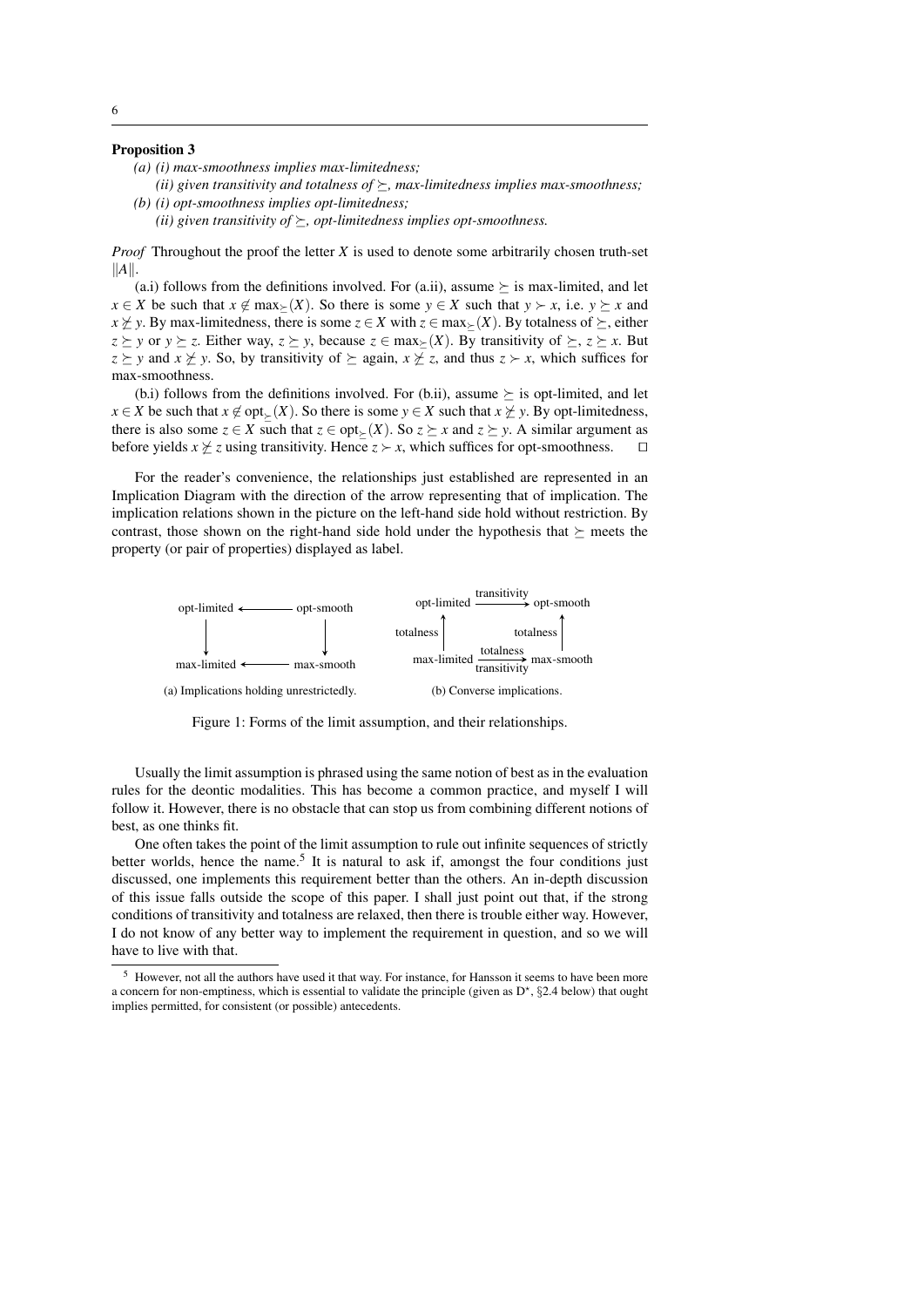**Proposition 3**

*(a) (i) max-smoothness implies max-limitedness;*

*(ii) given transitivity and totalness of $\succeq$, max-limitedness implies max-smoothness;*

*(b) (i) opt-smoothness implies opt-limitedness;*

*(ii) given transitivity of $\succeq$, opt-limitedness implies opt-smoothness.*

*Proof* Throughout the proof the letter $X$ is used to denote some arbitrarily chosen truth-set $\|A\|$.

(a.i) follows from the definitions involved. For (a.ii), assume $\succeq$ is max-limited, and let $x \in X$ be such that $x \notin \max_{\succeq}(X)$. So there is some $y \in X$ such that $y \succ x$, i.e. $y \succeq x$ and $x \not\succeq y$. By max-limitedness, there is some $z \in X$ with $z \in \max_{\succeq}(X)$. By totalness of $\succeq$, either $z \succeq y$ or $y \succeq z$. Either way, $z \succeq y$, because $z \in \max_{\succeq}(X)$. By transitivity of $\succeq$, $z \succeq x$. But $z \succeq y$ and $x \not\succeq y$. So, by transitivity of $\succeq$ again, $x \not\succeq z$, and thus $z \succ x$, which suffices for max-smoothness.

(b.i) follows from the definitions involved. For (b.ii), assume $\succeq$ is opt-limited, and let $x \in X$ be such that $x \notin \text{opt}_{\succeq}(X)$. So there is some $y \in X$ such that $x \not\succeq y$. By opt-limitedness, there is also some $z \in X$ such that $z \in \text{opt}_{\succeq}(X)$. So $z \succeq x$ and $z \succeq y$. A similar argument as before yields $x \not\succeq z$ using transitivity. Hence $z \succ x$, which suffices for opt-smoothness. $\square$

For the reader's convenience, the relationships just established are represented in an Implication Diagram with the direction of the arrow representing that of implication. The implication relations shown in the picture on the left-hand side hold without restriction. By contrast, those shown on the right-hand side hold under the hypothesis that $\succeq$ meets the property (or pair of properties) displayed as label.

(a) Implications holding unrestrictedly.

(b) Converse implications.

Figure 1: Forms of the limit assumption, and their relationships.

Usually the limit assumption is phrased using the same notion of best as in the evaluation rules for the deontic modalities. This has become a common practice, and myself I will follow it. However, there is no obstacle that can stop us from combining different notions of best, as one thinks fit.

One often takes the point of the limit assumption to rule out infinite sequences of strictly better worlds, hence the name.[5] It is natural to ask if, amongst the four conditions just discussed, one implements this requirement better than the others. An in-depth discussion of this issue falls outside the scope of this paper. I shall just point out that, if the strong conditions of transitivity and totalness are relaxed, then there is trouble either way. However, I do not know of any better way to implement the requirement in question, and so we will have to live with that.

[5] However, not all the authors have used it that way. For instance, for Hansson it seems to have been more a concern for non-emptiness, which is essential to validate the principle (given as D*, §2.4 below) that ought implies permitted, for consistent (or possible) antecedents.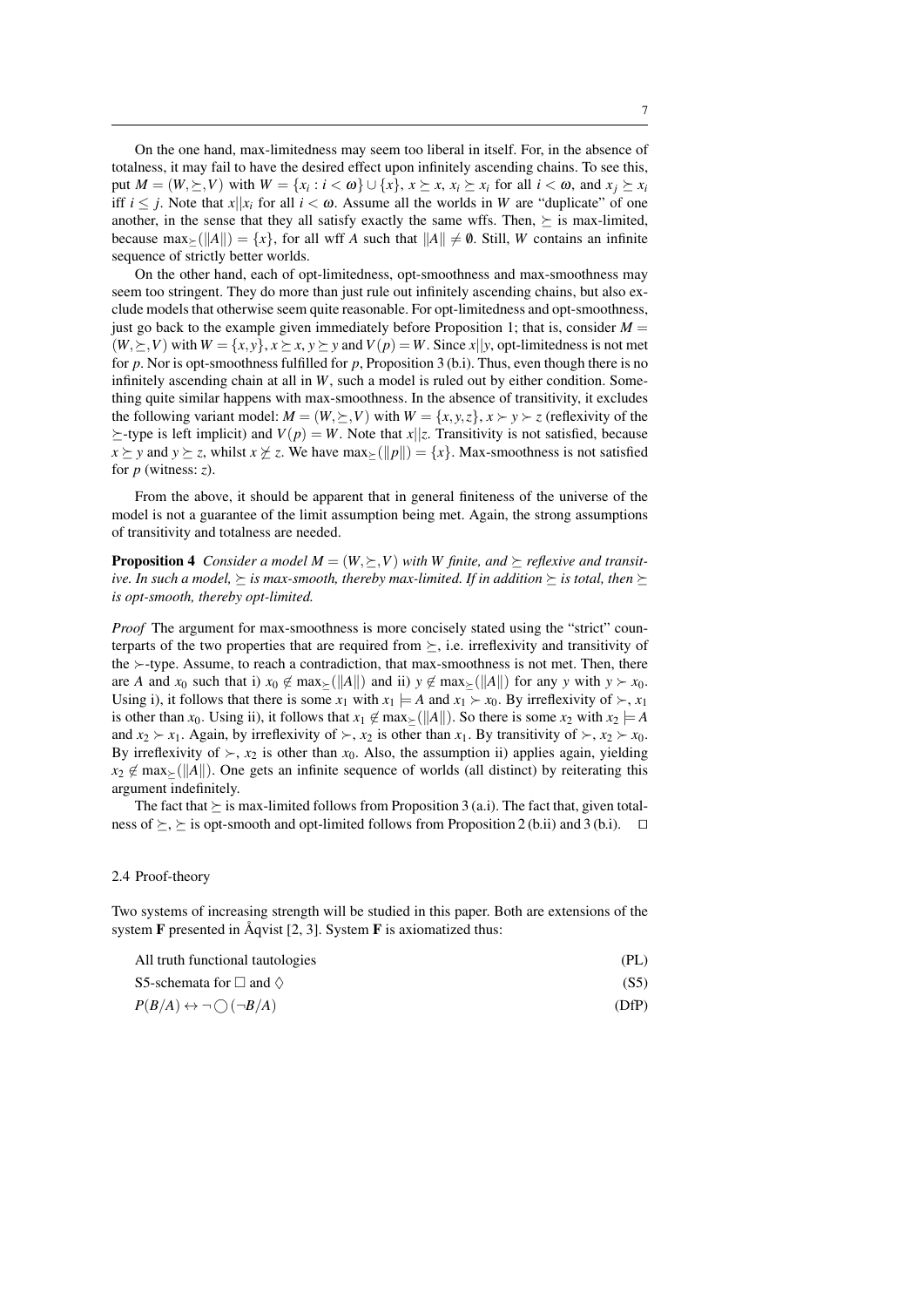On the one hand, max-limitedness may seem too liberal in itself. For, in the absence of totalness, it may fail to have the desired effect upon infinitely ascending chains. To see this, put $M = (W, \succeq, V)$ with $W = \{x_i : i < \omega\} \cup \{x\}$, $x \succeq x$, $x_i \succeq x_i$ for all $i < \omega$, and $x_j \succeq x_i$ iff $i \leq j$. Note that $x || x_i$ for all $i < \omega$. Assume all the worlds in $W$ are "duplicate" of one another, in the sense that they all satisfy exactly the same wffs. Then, $\succeq$ is max-limited, because $\max_{\succeq}(\|A\|) = \{x\}$, for all wff $A$ such that $\|A\| \neq \emptyset$. Still, $W$ contains an infinite sequence of strictly better worlds.

On the other hand, each of opt-limitedness, opt-smoothness and max-smoothness may seem too stringent. They do more than just rule out infinitely ascending chains, but also exclude models that otherwise seem quite reasonable. For opt-limitedness and opt-smoothness, just go back to the example given immediately before Proposition 1; that is, consider $M = (W, \succeq, V)$ with $W = \{x, y\}$, $x \succeq x$, $y \succeq y$ and $V(p) = W$. Since $x || y$, opt-limitedness is not met for $p$. Nor is opt-smoothness fulfilled for $p$, Proposition 3 (b.i). Thus, even though there is no infinitely ascending chain at all in $W$, such a model is ruled out by either condition. Something quite similar happens with max-smoothness. In the absence of transitivity, it excludes the following variant model: $M = (W, \succeq, V)$ with $W = \{x, y, z\}$, $x \succ y \succ z$ (reflexivity of the $\succeq$-type is left implicit) and $V(p) = W$. Note that $x || z$. Transitivity is not satisfied, because $x \succeq y$ and $y \succeq z$, whilst $x \not\succeq z$. We have $\max_{\succeq}(\|p\|) = \{x\}$. Max-smoothness is not satisfied for $p$ (witness: $z$).

From the above, it should be apparent that in general finiteness of the universe of the model is not a guarantee of the limit assumption being met. Again, the strong assumptions of transitivity and totalness are needed.

**Proposition 4** *Consider a model $M = (W, \succeq, V)$ with $W$ finite, and $\succeq$ reflexive and transitive. In such a model, $\succeq$ is max-smooth, thereby max-limited. If in addition $\succeq$ is total, then $\succeq$ is opt-smooth, thereby opt-limited.*

*Proof* The argument for max-smoothness is more concisely stated using the "strict" counterparts of the two properties that are required from $\succeq$, i.e. irreflexivity and transitivity of the $\succ$-type. Assume, to reach a contradiction, that max-smoothness is not met. Then, there are $A$ and $x_0$ such that i) $x_0 \notin \max_{\succeq}(\|A\|)$ and ii) $y \notin \max_{\succeq}(\|A\|)$ for any $y$ with $y \succ x_0$. Using i), it follows that there is some $x_1$ with $x_1 \models A$ and $x_1 \succ x_0$. By irreflexivity of $\succ$, $x_1$ is other than $x_0$. Using ii), it follows that $x_1 \notin \max_{\succeq}(\|A\|)$. So there is some $x_2$ with $x_2 \models A$ and $x_2 \succ x_1$. Again, by irreflexivity of $\succ$, $x_2$ is other than $x_1$. By transitivity of $\succ$, $x_2 \succ x_0$. By irreflexivity of $\succ$, $x_2$ is other than $x_0$. Also, the assumption ii) applies again, yielding $x_2 \notin \max_{\succeq}(\|A\|)$. One gets an infinite sequence of worlds (all distinct) by reiterating this argument indefinitely.

The fact that $\succeq$ is max-limited follows from Proposition 3 (a.i). The fact that, given totalness of $\succeq$, $\succeq$ is opt-smooth and opt-limited follows from Proposition 2 (b.ii) and 3 (b.i). $\square$

### 2.4 Proof-theory

Two systems of increasing strength will be studied in this paper. Both are extensions of the system **F** presented in Åqvist [2, 3]. System **F** is axiomatized thus:

All truth functional tautologies (PL)

S5-schemata for $\Box$ and $\Diamond$ (S5)

$P(B/A) \leftrightarrow \neg \bigcirc (\neg B/A)$ (DfP)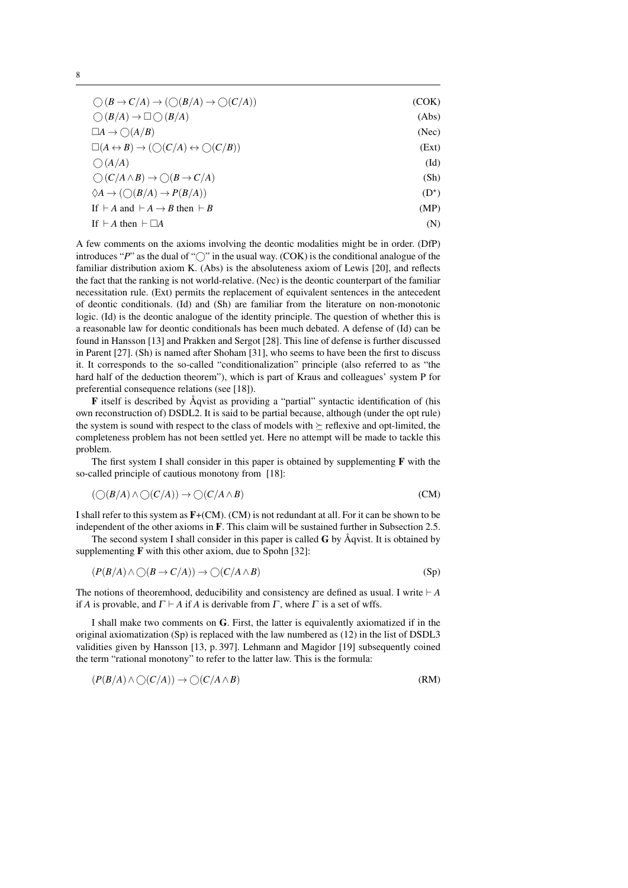$$\bigcirc(B \to C/A) \to (\bigcirc(B/A) \to \bigcirc(C/A)) \tag{COK}$$

$$\bigcirc(B/A) \to \Box\bigcirc(B/A) \tag{Abs}$$

$$\Box A \to \bigcirc(A/B) \tag{Nec}$$

$$\Box(A \leftrightarrow B) \to (\bigcirc(C/A) \leftrightarrow \bigcirc(C/B)) \tag{Ext}$$

$$\bigcirc(A/A) \tag{Id}$$

$$\bigcirc(C/A \wedge B) \to \bigcirc(B \to C/A) \tag{Sh}$$

$$\Diamond A \to (\bigcirc(B/A) \to P(B/A)) \tag{D$^\star$}$$

$$\text{If } \vdash A \text{ and } \vdash A \to B \text{ then } \vdash B \tag{MP}$$

$$\text{If } \vdash A \text{ then } \vdash \Box A \tag{N}$$

A few comments on the axioms involving the deontic modalities might be in order. (DfP) introduces "$P$" as the dual of "$\bigcirc$" in the usual way. (COK) is the conditional analogue of the familiar distribution axiom K. (Abs) is the absoluteness axiom of Lewis [20], and reflects the fact that the ranking is not world-relative. (Nec) is the deontic counterpart of the familiar necessitation rule. (Ext) permits the replacement of equivalent sentences in the antecedent of deontic conditionals. (Id) and (Sh) are familiar from the literature on non-monotonic logic. (Id) is the deontic analogue of the identity principle. The question of whether this is a reasonable law for deontic conditionals has been much debated. A defense of (Id) can be found in Hansson [13] and Prakken and Sergot [28]. This line of defense is further discussed in Parent [27]. (Sh) is named after Shoham [31], who seems to have been the first to discuss it. It corresponds to the so-called "conditionalization" principle (also referred to as "the hard half of the deduction theorem"), which is part of Kraus and colleagues' system P for preferential consequence relations (see [18]).

**F** itself is described by Åqvist as providing a "partial" syntactic identification of (his own reconstruction of) DSDL2. It is said to be partial because, although (under the opt rule) the system is sound with respect to the class of models with $\succeq$ reflexive and opt-limited, the completeness problem has not been settled yet. Here no attempt will be made to tackle this problem.

The first system I shall consider in this paper is obtained by supplementing **F** with the so-called principle of cautious monotony from [18]:

$$(\bigcirc(B/A) \wedge \bigcirc(C/A)) \to \bigcirc(C/A \wedge B) \tag{CM}$$

I shall refer to this system as **F**+(CM). (CM) is not redundant at all. For it can be shown to be independent of the other axioms in **F**. This claim will be sustained further in Subsection 2.5.

The second system I shall consider in this paper is called **G** by Åqvist. It is obtained by supplementing **F** with this other axiom, due to Spohn [32]:

$$(P(B/A) \wedge \bigcirc(B \to C/A)) \to \bigcirc(C/A \wedge B) \tag{Sp}$$

The notions of theoremhood, deducibility and consistency are defined as usual. I write $\vdash A$ if $A$ is provable, and $\Gamma \vdash A$ if $A$ is derivable from $\Gamma$, where $\Gamma$ is a set of wffs.

I shall make two comments on **G**. First, the latter is equivalently axiomatized if in the original axiomatization (Sp) is replaced with the law numbered as (12) in the list of DSDL3 validities given by Hansson [13, p. 397]. Lehmann and Magidor [19] subsequently coined the term "rational monotony" to refer to the latter law. This is the formula:

$$(P(B/A) \wedge \bigcirc(C/A)) \to \bigcirc(C/A \wedge B) \tag{RM}$$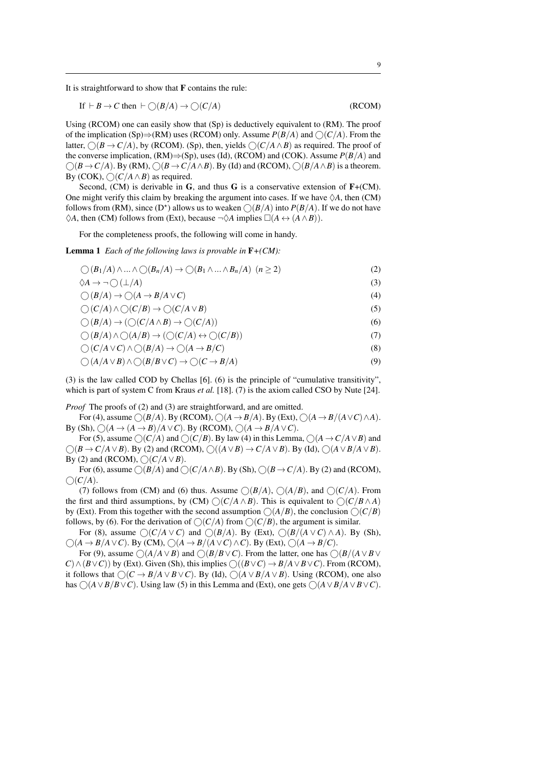It is straightforward to show that **F** contains the rule:

$$\text{If } \vdash B \to C \text{ then } \vdash \bigcirc(B/A) \to \bigcirc(C/A) \tag{RCOM}$$

Using (RCOM) one can easily show that (Sp) is deductively equivalent to (RM). The proof of the implication (Sp)⇒(RM) uses (RCOM) only. Assume $P(B/A)$ and $\bigcirc(C/A)$. From the latter, $\bigcirc(B \to C/A)$, by (RCOM). (Sp), then, yields $\bigcirc(C/A \wedge B)$ as required. The proof of the converse implication, (RM)⇒(Sp), uses (Id), (RCOM) and (COK). Assume $P(B/A)$ and $\bigcirc(B \to C/A)$. By (RM), $\bigcirc(B \to C/A \wedge B)$. By (Id) and (RCOM), $\bigcirc(B/A \wedge B)$ is a theorem. By (COK), $\bigcirc(C/A \wedge B)$ as required.

Second, (CM) is derivable in **G**, and thus **G** is a conservative extension of **F**+(CM). One might verify this claim by breaking the argument into cases. If we have $\Diamond A$, then (CM) follows from (RM), since ($D^\star$) allows us to weaken $\bigcirc(B/A)$ into $P(B/A)$. If we do not have $\Diamond A$, then (CM) follows from (Ext), because $\neg\Diamond A$ implies $\Box(A \leftrightarrow (A \wedge B))$.

For the completeness proofs, the following will come in handy.

**Lemma 1** *Each of the following laws is provable in* **F**+*(CM):*

$$\bigcirc(B_1/A) \wedge \ldots \wedge \bigcirc(B_n/A) \to \bigcirc(B_1 \wedge \ldots \wedge B_n/A) \;\; (n \geq 2) \tag{2}$$

$$\Diamond A \to \neg\bigcirc(\bot/A) \tag{3}$$

$$\bigcirc(B/A) \to \bigcirc(A \to B/A \vee C) \tag{4}$$

$$\bigcirc(C/A) \wedge \bigcirc(C/B) \to \bigcirc(C/A \vee B) \tag{5}$$

$$\bigcirc(B/A) \to (\bigcirc(C/A \wedge B) \to \bigcirc(C/A)) \tag{6}$$

$$\bigcirc(B/A) \wedge \bigcirc(A/B) \to (\bigcirc(C/A) \leftrightarrow \bigcirc(C/B)) \tag{7}$$

$$\bigcirc(C/A \vee C) \wedge \bigcirc(B/A) \to \bigcirc(A \to B/C) \tag{8}$$

$$\bigcirc(A/A \vee B) \wedge \bigcirc(B/B \vee C) \to \bigcirc(C \to B/A) \tag{9}$$

(3) is the law called COD by Chellas [6]. (6) is the principle of "cumulative transitivity", which is part of system C from Kraus *et al.* [18]. (7) is the axiom called CSO by Nute [24].

*Proof* The proofs of (2) and (3) are straightforward, and are omitted.

For (4), assume $\bigcirc(B/A)$. By (RCOM), $\bigcirc(A \to B/A)$. By (Ext), $\bigcirc(A \to B/(A \vee C) \wedge A)$. By (Sh), $\bigcirc(A \to (A \to B)/A \vee C)$. By (RCOM), $\bigcirc(A \to B/A \vee C)$.

For (5), assume $\bigcirc(C/A)$ and $\bigcirc(C/B)$. By law (4) in this Lemma, $\bigcirc(A \to C/A \vee B)$ and $\bigcirc(B \to C/A \vee B)$. By (2) and (RCOM), $\bigcirc((A \vee B) \to C/A \vee B)$. By (Id), $\bigcirc(A \vee B/A \vee B)$. By (2) and (RCOM), $\bigcirc(C/A \vee B)$.

For (6), assume $\bigcirc(B/A)$ and $\bigcirc(C/A \wedge B)$. By (Sh), $\bigcirc(B \to C/A)$. By (2) and (RCOM), $\bigcirc(C/A)$.

(7) follows from (CM) and (6) thus. Assume $\bigcirc(B/A)$, $\bigcirc(A/B)$, and $\bigcirc(C/A)$. From the first and third assumptions, by (CM) $\bigcirc(C/A \wedge B)$. This is equivalent to $\bigcirc(C/B \wedge A)$ by (Ext). From this together with the second assumption $\bigcirc(A/B)$, the conclusion $\bigcirc(C/B)$ follows, by (6). For the derivation of $\bigcirc(C/A)$ from $\bigcirc(C/B)$, the argument is similar.

For (8), assume $\bigcirc(C/A \vee C)$ and $\bigcirc(B/A)$. By (Ext), $\bigcirc(B/(A \vee C) \wedge A)$. By (Sh), $\bigcirc(A \to B/A \vee C)$. By (CM), $\bigcirc(A \to B/(A \vee C) \wedge C)$. By (Ext), $\bigcirc(A \to B/C)$.

For (9), assume $\bigcirc(A/A \vee B)$ and $\bigcirc(B/B \vee C)$. From the latter, one has $\bigcirc(B/(A \vee B \vee C) \wedge (B \vee C))$ by (Ext). Given (Sh), this implies $\bigcirc((B \vee C) \to B/A \vee B \vee C)$. From (RCOM), it follows that $\bigcirc(C \to B/A \vee B \vee C)$. By (Id), $\bigcirc(A \vee B/A \vee B)$. Using (RCOM), one also has $\bigcirc(A \vee B/B \vee C)$. Using law (5) in this Lemma and (Ext), one gets $\bigcirc(A \vee B/A \vee B \vee C)$.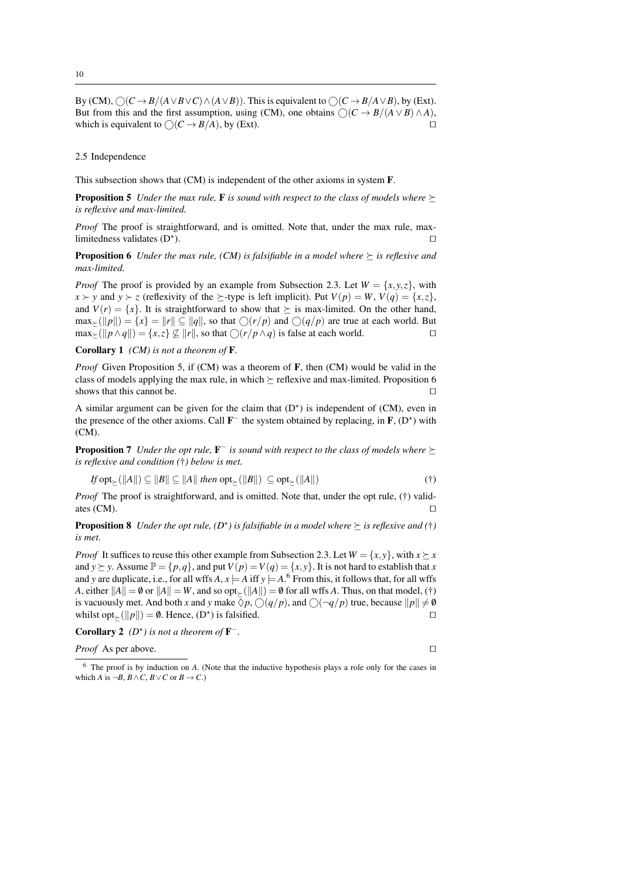By (CM), $\bigcirc(C \to B/(A\vee B\vee C)\wedge(A\vee B))$. This is equivalent to $\bigcirc(C \to B/A\vee B)$, by (Ext). But from this and the first assumption, using (CM), one obtains $\bigcirc(C \to B/(A\vee B)\wedge A)$, which is equivalent to $\bigcirc(C \to B/A)$, by (Ext). □

### 2.5 Independence

This subsection shows that (CM) is independent of the other axioms in system **F**.

**Proposition 5** *Under the max rule,* **F** *is sound with respect to the class of models where $\succeq$ is reflexive and max-limited.*

*Proof* The proof is straightforward, and is omitted. Note that, under the max rule, max-limitedness validates (D$^\star$). □

**Proposition 6** *Under the max rule, (CM) is falsifiable in a model where $\succeq$ is reflexive and max-limited.*

*Proof* The proof is provided by an example from Subsection 2.3. Let $W = \{x,y,z\}$, with $x \succ y$ and $y \succ z$ (reflexivity of the $\succeq$-type is left implicit). Put $V(p) = W$, $V(q) = \{x,z\}$, and $V(r) = \{x\}$. It is straightforward to show that $\succeq$ is max-limited. On the other hand, $\max_{\succeq}(\|p\|) = \{x\} = \|r\| \subseteq \|q\|$, so that $\bigcirc(r/p)$ and $\bigcirc(q/p)$ are true at each world. But $\max_{\succeq}(\|p\wedge q\|) = \{x,z\} \not\subseteq \|r\|$, so that $\bigcirc(r/p\wedge q)$ is false at each world. □

**Corollary 1** *(CM) is not a theorem of* **F**.

*Proof* Given Proposition 5, if (CM) was a theorem of **F**, then (CM) would be valid in the class of models applying the max rule, in which $\succeq$ reflexive and max-limited. Proposition 6 shows that this cannot be. □

A similar argument can be given for the claim that (D$^\star$) is independent of (CM), even in the presence of the other axioms. Call $\mathbf{F}^-$ the system obtained by replacing, in **F**, (D$^\star$) with (CM).

**Proposition 7** *Under the opt rule, $\mathbf{F}^-$ is sound with respect to the class of models where $\succeq$ is reflexive and condition (†) below is met.*

$$\textit{If } \mathrm{opt}_{\succeq}(\|A\|) \subseteq \|B\| \subseteq \|A\| \textit{ then } \mathrm{opt}_{\succeq}(\|B\|) \subseteq \mathrm{opt}_{\succeq}(\|A\|) \tag{†}$$

*Proof* The proof is straightforward, and is omitted. Note that, under the opt rule, (†) validates (CM). □

**Proposition 8** *Under the opt rule, (D$^\star$) is falsifiable in a model where $\succeq$ is reflexive and (†) is met.*

*Proof* It suffices to reuse this other example from Subsection 2.3. Let $W = \{x,y\}$, with $x \succeq x$ and $y \succeq y$. Assume $\mathbb{P} = \{p,q\}$, and put $V(p) = V(q) = \{x,y\}$. It is not hard to establish that $x$ and $y$ are duplicate, i.e., for all wffs $A$, $x \models A$ iff $y \models A$.[6] From this, it follows that, for all wffs $A$, either $\|A\| = \emptyset$ or $\|A\| = W$, and so $\mathrm{opt}_{\succeq}(\|A\|) = \emptyset$ for all wffs $A$. Thus, on that model, (†) is vacuously met. And both $x$ and $y$ make $\Diamond p$, $\bigcirc(q/p)$, and $\bigcirc(\neg q/p)$ true, because $\|p\| \neq \emptyset$ whilst $\mathrm{opt}_{\succeq}(\|p\|) = \emptyset$. Hence, (D$^\star$) is falsified. □

**Corollary 2** *(D$^\star$) is not a theorem of $\mathbf{F}^-$.*

*Proof* As per above. □

---

[6] The proof is by induction on $A$. (Note that the inductive hypothesis plays a role only for the cases in which $A$ is $\neg B$, $B\wedge C$, $B\vee C$ or $B \to C$.)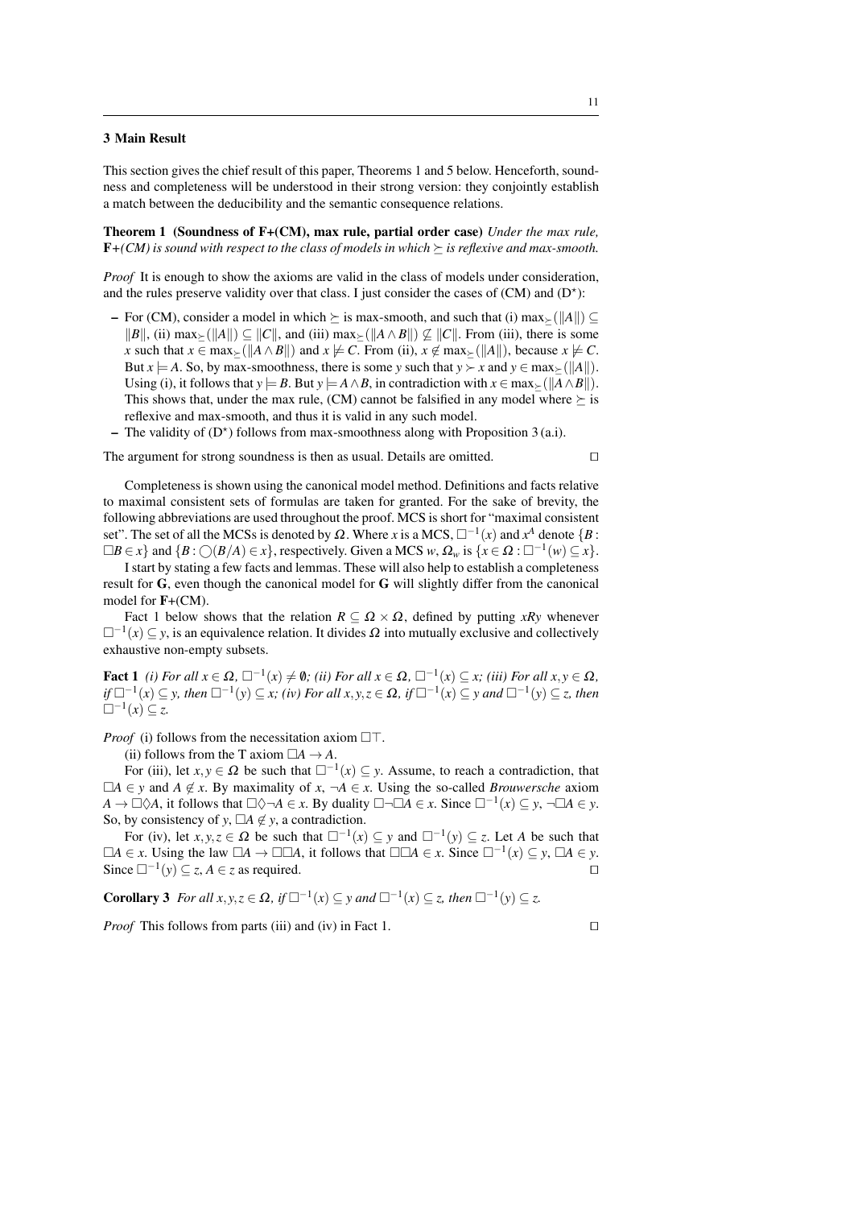## 3 Main Result

This section gives the chief result of this paper, Theorems 1 and 5 below. Henceforth, soundness and completeness will be understood in their strong version: they conjointly establish a match between the deducibility and the semantic consequence relations.

**Theorem 1 (Soundness of F+(CM), max rule, partial order case)** *Under the max rule,* **F**+*(CM) is sound with respect to the class of models in which $\succeq$ is reflexive and max-smooth.*

*Proof* It is enough to show the axioms are valid in the class of models under consideration, and the rules preserve validity over that class. I just consider the cases of (CM) and ($D^\star$):

- For (CM), consider a model in which $\succeq$ is max-smooth, and such that (i) $\max_{\succeq}(\|A\|) \subseteq \|B\|$, (ii) $\max_{\succeq}(\|A\|) \subseteq \|C\|$, and (iii) $\max_{\succeq}(\|A \wedge B\|) \not\subseteq \|C\|$. From (iii), there is some $x$ such that $x \in \max_{\succeq}(\|A \wedge B\|)$ and $x \not\models C$. From (ii), $x \notin \max_{\succeq}(\|A\|)$, because $x \not\models C$. But $x \models A$. So, by max-smoothness, there is some $y$ such that $y \succ x$ and $y \in \max_{\succeq}(\|A\|)$. Using (i), it follows that $y \models B$. But $y \models A \wedge B$, in contradiction with $x \in \max_{\succeq}(\|A \wedge B\|)$. This shows that, under the max rule, (CM) cannot be falsified in any model where $\succeq$ is reflexive and max-smooth, and thus it is valid in any such model.
- The validity of ($D^\star$) follows from max-smoothness along with Proposition 3 (a.i).

The argument for strong soundness is then as usual. Details are omitted. $\square$

Completeness is shown using the canonical model method. Definitions and facts relative to maximal consistent sets of formulas are taken for granted. For the sake of brevity, the following abbreviations are used throughout the proof. MCS is short for "maximal consistent set". The set of all the MCSs is denoted by $\Omega$. Where $x$ is a MCS, $\square^{-1}(x)$ and $x^A$ denote $\{B : \square B \in x\}$ and $\{B : \bigcirc(B/A) \in x\}$, respectively. Given a MCS $w$, $\Omega_w$ is $\{x \in \Omega : \square^{-1}(w) \subseteq x\}$.

I start by stating a few facts and lemmas. These will also help to establish a completeness result for **G**, even though the canonical model for **G** will slightly differ from the canonical model for **F**+(CM).

Fact 1 below shows that the relation $R \subseteq \Omega \times \Omega$, defined by putting $xRy$ whenever $\square^{-1}(x) \subseteq y$, is an equivalence relation. It divides $\Omega$ into mutually exclusive and collectively exhaustive non-empty subsets.

**Fact 1** *(i) For all $x \in \Omega$, $\square^{-1}(x) \neq \emptyset$; (ii) For all $x \in \Omega$, $\square^{-1}(x) \subseteq x$; (iii) For all $x, y \in \Omega$, if $\square^{-1}(x) \subseteq y$, then $\square^{-1}(y) \subseteq x$; (iv) For all $x, y, z \in \Omega$, if $\square^{-1}(x) \subseteq y$ and $\square^{-1}(y) \subseteq z$, then $\square^{-1}(x) \subseteq z$.*

*Proof* (i) follows from the necessitation axiom $\square\top$.

(ii) follows from the T axiom $\square A \to A$.

For (iii), let $x, y \in \Omega$ be such that $\square^{-1}(x) \subseteq y$. Assume, to reach a contradiction, that $\square A \in y$ and $A \notin x$. By maximality of $x$, $\neg A \in x$. Using the so-called *Brouwersche* axiom $A \to \square\Diamond A$, it follows that $\square\Diamond\neg A \in x$. By duality $\square\neg\square A \in x$. Since $\square^{-1}(x) \subseteq y$, $\neg\square A \in y$. So, by consistency of $y$, $\square A \notin y$, a contradiction.

For (iv), let $x, y, z \in \Omega$ be such that $\square^{-1}(x) \subseteq y$ and $\square^{-1}(y) \subseteq z$. Let $A$ be such that $\square A \in x$. Using the law $\square A \to \square\square A$, it follows that $\square\square A \in x$. Since $\square^{-1}(x) \subseteq y$, $\square A \in y$. Since $\square^{-1}(y) \subseteq z$, $A \in z$ as required. $\square$

**Corollary 3** *For all $x, y, z \in \Omega$, if $\square^{-1}(x) \subseteq y$ and $\square^{-1}(x) \subseteq z$, then $\square^{-1}(y) \subseteq z$.*

*Proof* This follows from parts (iii) and (iv) in Fact 1. $\square$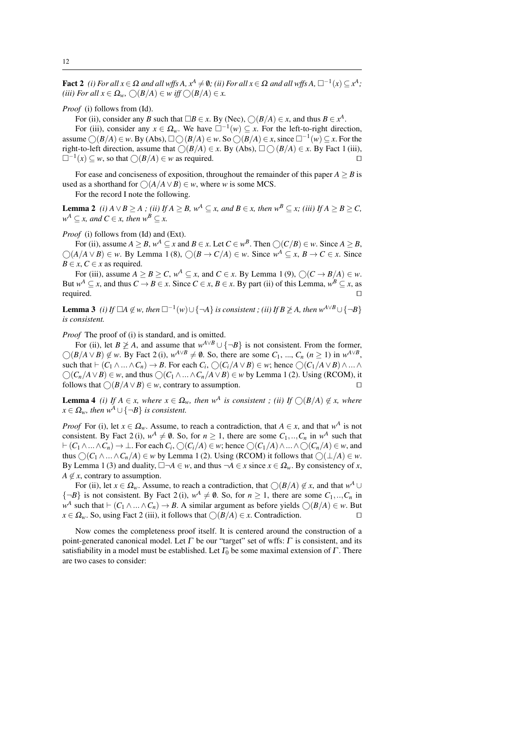**Fact 2** *(i) For all $x \in \Omega$ and all wffs $A$, $x^A \neq \emptyset$; (ii) For all $x \in \Omega$ and all wffs $A$, $\Box^{-1}(x) \subseteq x^A$; (iii) For all $x \in \Omega_w$, $\bigcirc(B/A) \in w$ iff $\bigcirc(B/A) \in x$.*

*Proof* (i) follows from (Id).

For (ii), consider any $B$ such that $\Box B \in x$. By (Nec), $\bigcirc(B/A) \in x$, and thus $B \in x^A$.

For (iii), consider any $x \in \Omega_w$. We have $\Box^{-1}(w) \subseteq x$. For the left-to-right direction, assume $\bigcirc(B/A) \in w$. By (Abs), $\Box\bigcirc(B/A) \in w$. So $\bigcirc(B/A) \in x$, since $\Box^{-1}(w) \subseteq x$. For the right-to-left direction, assume that $\bigcirc(B/A) \in x$. By (Abs), $\Box\bigcirc(B/A) \in x$. By Fact 1 (iii), $\Box^{-1}(x) \subseteq w$, so that $\bigcirc(B/A) \in w$ as required. $\square$

For ease and conciseness of exposition, throughout the remainder of this paper $A \geq B$ is used as a shorthand for $\bigcirc(A/A \vee B) \in w$, where $w$ is some MCS.

For the record I note the following.

**Lemma 2** *(i) $A \vee B \geq A$ ; (ii) If $A \geq B$, $w^A \subseteq x$, and $B \in x$, then $w^B \subseteq x$; (iii) If $A \geq B \geq C$, $w^A \subseteq x$, and $C \in x$, then $w^B \subseteq x$.*

*Proof* (i) follows from (Id) and (Ext).

For (ii), assume $A \geq B$, $w^A \subseteq x$ and $B \in x$. Let $C \in w^B$. Then $\bigcirc(C/B) \in w$. Since $A \geq B$, $\bigcirc(A/A \vee B) \in w$. By Lemma 1 (8), $\bigcirc(B \to C/A) \in w$. Since $w^A \subseteq x$, $B \to C \in x$. Since $B \in x$, $C \in x$ as required.

For (iii), assume $A \geq B \geq C$, $w^A \subseteq x$, and $C \in x$. By Lemma 1 (9), $\bigcirc(C \to B/A) \in w$. But $w^A \subseteq x$, and thus $C \to B \in x$. Since $C \in x$, $B \in x$. By part (ii) of this Lemma, $w^B \subseteq x$, as required. $\square$

**Lemma 3** *(i) If $\Box A \notin w$, then $\Box^{-1}(w) \cup \{\neg A\}$ is consistent ; (ii) If $B \not\geq A$, then $w^{A \vee B} \cup \{\neg B\}$ is consistent.*

*Proof* The proof of (i) is standard, and is omitted.

For (ii), let $B \not\geq A$, and assume that $w^{A \vee B} \cup \{\neg B\}$ is not consistent. From the former, $\bigcirc(B/A \vee B) \notin w$. By Fact 2 (i), $w^{A \vee B} \neq \emptyset$. So, there are some $C_1$, ..., $C_n$ ($n \geq 1$) in $w^{A \vee B}$, such that $\vdash (C_1 \wedge ... \wedge C_n) \to B$. For each $C_i$, $\bigcirc(C_i/A \vee B) \in w$; hence $\bigcirc(C_1/A \vee B) \wedge ... \wedge \bigcirc(C_n/A \vee B) \in w$, and thus $\bigcirc(C_1 \wedge ... \wedge C_n/A \vee B) \in w$ by Lemma 1 (2). Using (RCOM), it follows that $\bigcirc(B/A \vee B) \in w$, contrary to assumption. $\square$

**Lemma 4** *(i) If $A \in x$, where $x \in \Omega_w$, then $w^A$ is consistent ; (ii) If $\bigcirc(B/A) \notin x$, where $x \in \Omega_w$, then $w^A \cup \{\neg B\}$ is consistent.*

*Proof* For (i), let $x \in \Omega_w$. Assume, to reach a contradiction, that $A \in x$, and that $w^A$ is not consistent. By Fact 2 (i), $w^A \neq \emptyset$. So, for $n \geq 1$, there are some $C_1, .., C_n$ in $w^A$ such that $\vdash (C_1 \wedge ... \wedge C_n) \to \bot$. For each $C_i$, $\bigcirc(C_i/A) \in w$; hence $\bigcirc(C_1/A) \wedge ... \wedge \bigcirc(C_n/A) \in w$, and thus $\bigcirc(C_1 \wedge ... \wedge C_n/A) \in w$ by Lemma 1 (2). Using (RCOM) it follows that $\bigcirc(\bot/A) \in w$. By Lemma 1 (3) and duality, $\Box\neg A \in w$, and thus $\neg A \in x$ since $x \in \Omega_w$. By consistency of $x$, $A \notin x$, contrary to assumption.

For (ii), let $x \in \Omega_w$. Assume, to reach a contradiction, that $\bigcirc(B/A) \notin x$, and that $w^A \cup \{\neg B\}$ is not consistent. By Fact 2 (i), $w^A \neq \emptyset$. So, for $n \geq 1$, there are some $C_1, .., C_n$ in $w^A$ such that $\vdash (C_1 \wedge ... \wedge C_n) \to B$. A similar argument as before yields $\bigcirc(B/A) \in w$. But $x \in \Omega_w$. So, using Fact 2 (iii), it follows that $\bigcirc(B/A) \in x$. Contradiction. $\square$

Now comes the completeness proof itself. It is centered around the construction of a point-generated canonical model. Let $\Gamma$ be our "target" set of wffs: $\Gamma$ is consistent, and its satisfiability in a model must be established. Let $\Gamma_0$ be some maximal extension of $\Gamma$. There are two cases to consider: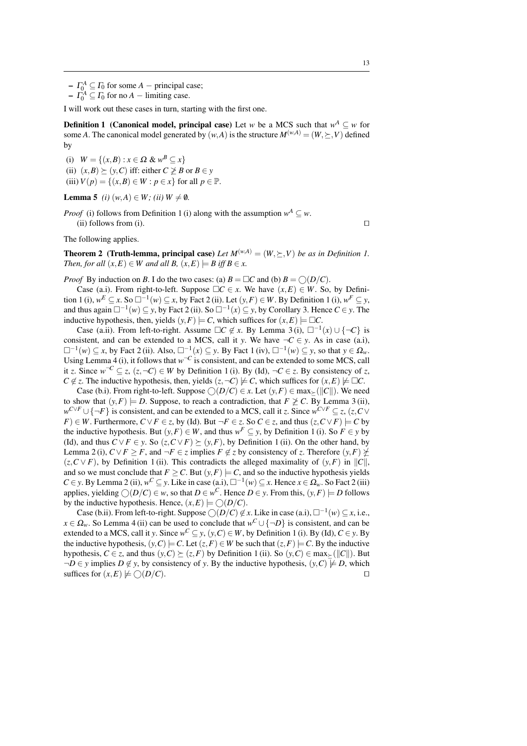- $\Gamma_0^A \subseteq \Gamma_0$ for some $A$ – principal case;
- $\Gamma_0^A \subseteq \Gamma_0$ for no $A$ – limiting case.

I will work out these cases in turn, starting with the first one.

**Definition 1 (Canonical model, principal case)** Let $w$ be a MCS such that $w^A \subseteq w$ for some $A$. The canonical model generated by $(w,A)$ is the structure $M^{(w,A)} = (W, \succeq, V)$ defined by

(i) $W = \{(x,B) : x \in \Omega \;\&\; w^B \subseteq x\}$
(ii) $(x,B) \succeq (y,C)$ iff: either $C \not\geq B$ or $B \in y$
(iii) $V(p) = \{(x,B) \in W : p \in x\}$ for all $p \in \mathbb{P}$.

**Lemma 5** *(i)* $(w,A) \in W$*; (ii)* $W \neq \emptyset$.

*Proof* (i) follows from Definition 1 (i) along with the assumption $w^A \subseteq w$.
(ii) follows from (i). □

The following applies.

**Theorem 2 (Truth-lemma, principal case)** *Let $M^{(w,A)} = (W, \succeq, V)$ be as in Definition 1. Then, for all $(x,E) \in W$ and all $B$, $(x,E) \models B$ iff $B \in x$.*

*Proof* By induction on $B$. I do the two cases: (a) $B = \Box C$ and (b) $B = \bigcirc(D/C)$.

Case (a.i). From right-to-left. Suppose $\Box C \in x$. We have $(x,E) \in W$. So, by Definition 1 (i), $w^E \subseteq x$. So $\Box^{-1}(w) \subseteq x$, by Fact 2 (ii). Let $(y,F) \in W$. By Definition 1 (i), $w^F \subseteq y$, and thus again $\Box^{-1}(w) \subseteq y$, by Fact 2 (ii). So $\Box^{-1}(x) \subseteq y$, by Corollary 3. Hence $C \in y$. The inductive hypothesis, then, yields $(y,F) \models C$, which suffices for $(x,E) \models \Box C$.

Case (a.ii). From left-to-right. Assume $\Box C \notin x$. By Lemma 3 (i), $\Box^{-1}(x) \cup \{\neg C\}$ is consistent, and can be extended to a MCS, call it $y$. We have $\neg C \in y$. As in case (a.i), $\Box^{-1}(w) \subseteq x$, by Fact 2 (ii). Also, $\Box^{-1}(x) \subseteq y$. By Fact 1 (iv), $\Box^{-1}(w) \subseteq y$, so that $y \in \Omega_w$. Using Lemma 4 (i), it follows that $w^{\neg C}$ is consistent, and can be extended to some MCS, call it $z$. Since $w^{\neg C} \subseteq z$, $(z, \neg C) \in W$ by Definition 1 (i). By (Id), $\neg C \in z$. By consistency of $z$, $C \notin z$. The inductive hypothesis, then, yields $(z, \neg C) \not\models C$, which suffices for $(x,E) \not\models \Box C$.

Case (b.i). From right-to-left. Suppose $\bigcirc(D/C) \in x$. Let $(y,F) \in \max_{\succeq}(\|C\|)$. We need to show that $(y,F) \models D$. Suppose, to reach a contradiction, that $F \not\geq C$. By Lemma 3 (ii), $w^{C \vee F} \cup \{\neg F\}$ is consistent, and can be extended to a MCS, call it $z$. Since $w^{C \vee F} \subseteq z$, $(z, C \vee F) \in W$. Furthermore, $C \vee F \in z$, by (Id). But $\neg F \in z$. So $C \in z$, and thus $(z, C \vee F) \models C$ by the inductive hypothesis. But $(y,F) \in W$, and thus $w^F \subseteq y$, by Definition 1 (i). So $F \in y$ by (Id), and thus $C \vee F \in y$. So $(z, C \vee F) \succeq (y,F)$, by Definition 1 (ii). On the other hand, by Lemma 2 (i), $C \vee F \geq F$, and $\neg F \in z$ implies $F \notin z$ by consistency of $z$. Therefore $(y,F) \not\succeq (z, C \vee F)$, by Definition 1 (ii). This contradicts the alleged maximality of $(y,F)$ in $\|C\|$, and so we must conclude that $F \geq C$. But $(y,F) \models C$, and so the inductive hypothesis yields $C \in y$. By Lemma 2 (ii), $w^C \subseteq y$. Like in case (a.i), $\Box^{-1}(w) \subseteq x$. Hence $x \in \Omega_w$. So Fact 2 (iii) applies, yielding $\bigcirc(D/C) \in w$, so that $D \in w^C$. Hence $D \in y$. From this, $(y,F) \models D$ follows by the inductive hypothesis. Hence, $(x,E) \models \bigcirc(D/C)$.

Case (b.ii). From left-to-right. Suppose $\bigcirc(D/C) \notin x$. Like in case (a.i), $\Box^{-1}(w) \subseteq x$, i.e., $x \in \Omega_w$. So Lemma 4 (ii) can be used to conclude that $w^C \cup \{\neg D\}$ is consistent, and can be extended to a MCS, call it $y$. Since $w^C \subseteq y$, $(y,C) \in W$, by Definition 1 (i). By (Id), $C \in y$. By the inductive hypothesis, $(y,C) \models C$. Let $(z,F) \in W$ be such that $(z,F) \models C$. By the inductive hypothesis, $C \in z$, and thus $(y,C) \succeq (z,F)$ by Definition 1 (ii). So $(y,C) \in \max_{\succeq}(\|C\|)$. But $\neg D \in y$ implies $D \notin y$, by consistency of $y$. By the inductive hypothesis, $(y,C) \not\models D$, which suffices for $(x,E) \not\models \bigcirc(D/C)$. □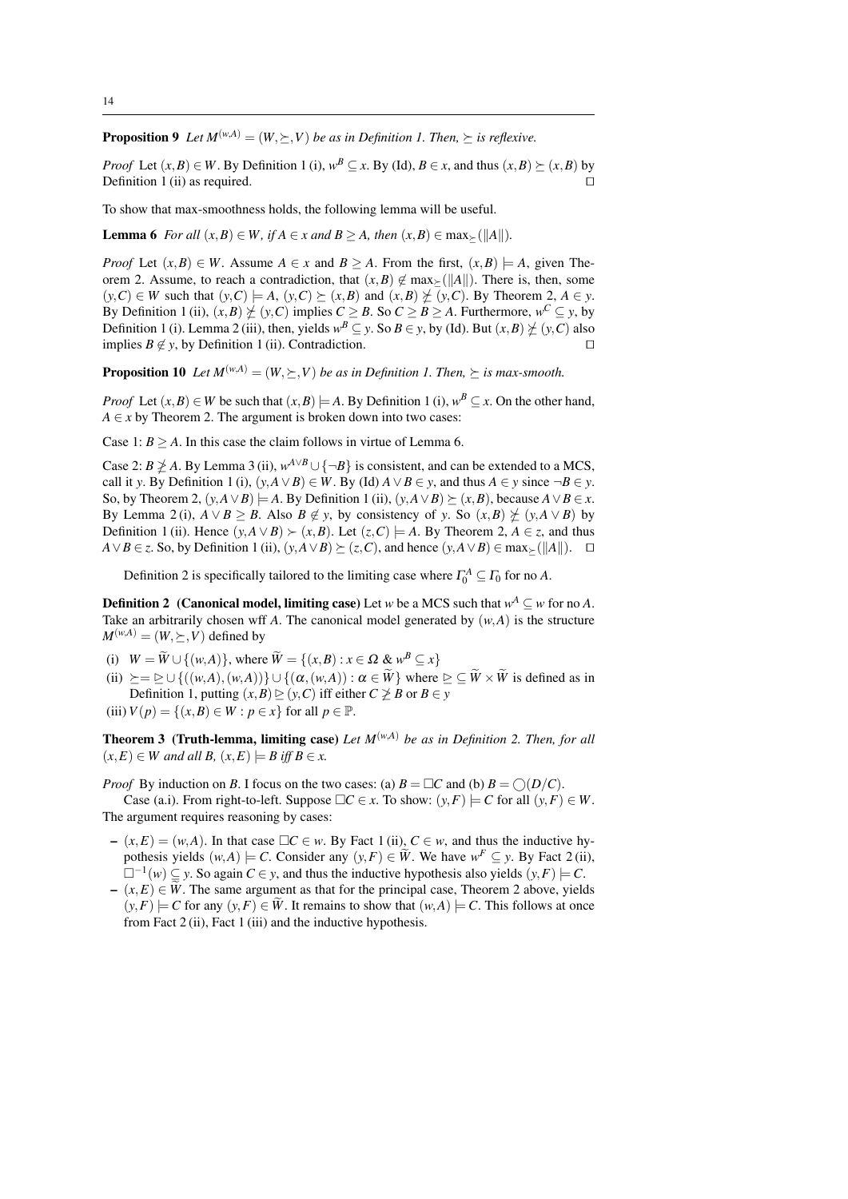**Proposition 9** *Let $M^{(w,A)} = (W, \succeq, V)$ be as in Definition 1. Then, $\succeq$ is reflexive.*

*Proof* Let $(x,B) \in W$. By Definition 1 (i), $w^B \subseteq x$. By (Id), $B \in x$, and thus $(x,B) \succeq (x,B)$ by Definition 1 (ii) as required. ◻

To show that max-smoothness holds, the following lemma will be useful.

**Lemma 6** *For all $(x,B) \in W$, if $A \in x$ and $B \geq A$, then $(x,B) \in \max_{\succeq}(\|A\|)$.*

*Proof* Let $(x,B) \in W$. Assume $A \in x$ and $B \geq A$. From the first, $(x,B) \models A$, given Theorem 2. Assume, to reach a contradiction, that $(x,B) \notin \max_{\succeq}(\|A\|)$. There is, then, some $(y,C) \in W$ such that $(y,C) \models A$, $(y,C) \succeq (x,B)$ and $(x,B) \not\succeq (y,C)$. By Theorem 2, $A \in y$. By Definition 1 (ii), $(x,B) \not\succeq (y,C)$ implies $C \geq B$. So $C \geq B \geq A$. Furthermore, $w^C \subseteq y$, by Definition 1 (i). Lemma 2 (iii), then, yields $w^B \subseteq y$. So $B \in y$, by (Id). But $(x,B) \not\succeq (y,C)$ also implies $B \notin y$, by Definition 1 (ii). Contradiction. ◻

**Proposition 10** *Let $M^{(w,A)} = (W, \succeq, V)$ be as in Definition 1. Then, $\succeq$ is max-smooth.*

*Proof* Let $(x,B) \in W$ be such that $(x,B) \models A$. By Definition 1 (i), $w^B \subseteq x$. On the other hand, $A \in x$ by Theorem 2. The argument is broken down into two cases:

Case 1: $B \geq A$. In this case the claim follows in virtue of Lemma 6.

Case 2: $B \not\geq A$. By Lemma 3 (ii), $w^{A \vee B} \cup \{\neg B\}$ is consistent, and can be extended to a MCS, call it $y$. By Definition 1 (i), $(y, A \vee B) \in W$. By (Id) $A \vee B \in y$, and thus $A \in y$ since $\neg B \in y$. So, by Theorem 2, $(y, A \vee B) \models A$. By Definition 1 (ii), $(y, A \vee B) \succeq (x,B)$, because $A \vee B \in x$. By Lemma 2 (i), $A \vee B \geq B$. Also $B \notin y$, by consistency of $y$. So $(x,B) \not\succeq (y, A \vee B)$ by Definition 1 (ii). Hence $(y, A \vee B) \succ (x,B)$. Let $(z,C) \models A$. By Theorem 2, $A \in z$, and thus $A \vee B \in z$. So, by Definition 1 (ii), $(y, A \vee B) \succeq (z,C)$, and hence $(y, A \vee B) \in \max_{\succeq}(\|A\|)$. ◻

Definition 2 is specifically tailored to the limiting case where $\Gamma_0^A \subseteq \Gamma_0$ for no $A$.

**Definition 2 (Canonical model, limiting case)** Let $w$ be a MCS such that $w^A \subseteq w$ for no $A$. Take an arbitrarily chosen wff $A$. The canonical model generated by $(w,A)$ is the structure $M^{(w,A)} = (W, \succeq, V)$ defined by

(i) $W = \widetilde{W} \cup \{(w,A)\}$, where $\widetilde{W} = \{(x,B) : x \in \Omega \;\&\; w^B \subseteq x\}$

(ii) $\succeq = \trianglerighteq \cup \{((w,A),(w,A))\} \cup \{(\alpha,(w,A)) : \alpha \in \widetilde{W}\}$ where $\trianglerighteq \subseteq \widetilde{W} \times \widetilde{W}$ is defined as in Definition 1, putting $(x,B) \trianglerighteq (y,C)$ iff either $C \not\geq B$ or $B \in y$

(iii) $V(p) = \{(x,B) \in W : p \in x\}$ for all $p \in \mathbb{P}$.

**Theorem 3 (Truth-lemma, limiting case)** *Let $M^{(w,A)}$ be as in Definition 2. Then, for all $(x,E) \in W$ and all $B$, $(x,E) \models B$ iff $B \in x$.*

*Proof* By induction on $B$. I focus on the two cases: (a) $B = \Box C$ and (b) $B = \bigcirc(D/C)$.

Case (a.i). From right-to-left. Suppose $\Box C \in x$. To show: $(y,F) \models C$ for all $(y,F) \in W$. The argument requires reasoning by cases:

- $(x,E) = (w,A)$. In that case $\Box C \in w$. By Fact 1 (ii), $C \in w$, and thus the inductive hypothesis yields $(w,A) \models C$. Consider any $(y,F) \in \widetilde{W}$. We have $w^F \subseteq y$. By Fact 2 (ii), $\Box^{-1}(w) \subseteq y$. So again $C \in y$, and thus the inductive hypothesis also yields $(y,F) \models C$.
- $(x,E) \in \widetilde{W}$. The same argument as that for the principal case, Theorem 2 above, yields $(y,F) \models C$ for any $(y,F) \in \widetilde{W}$. It remains to show that $(w,A) \models C$. This follows at once from Fact 2 (ii), Fact 1 (iii) and the inductive hypothesis.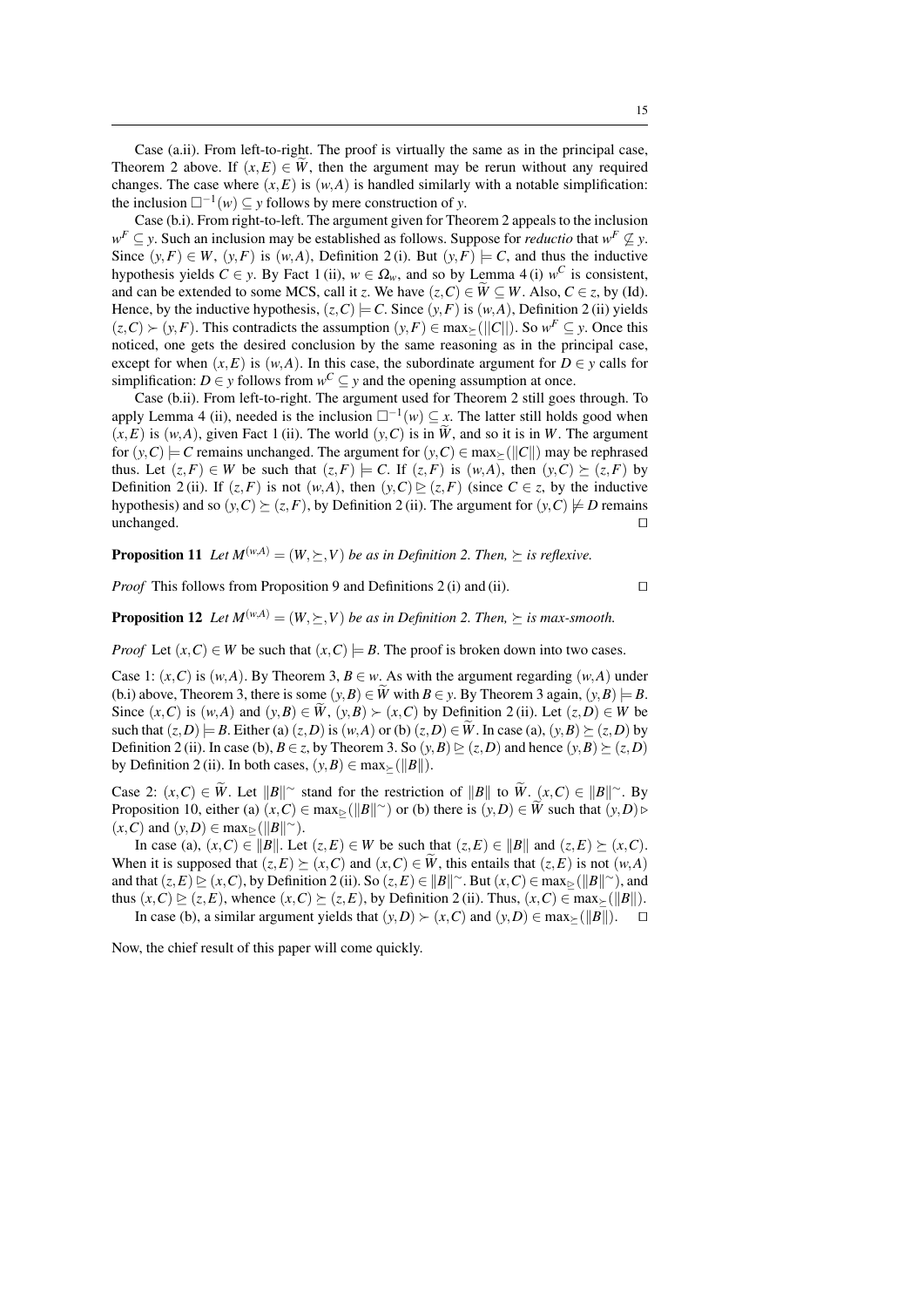Case (a.ii). From left-to-right. The proof is virtually the same as in the principal case, Theorem 2 above. If $(x,E) \in \widetilde{W}$, then the argument may be rerun without any required changes. The case where $(x,E)$ is $(w,A)$ is handled similarly with a notable simplification: the inclusion $\Box^{-1}(w) \subseteq y$ follows by mere construction of $y$.

Case (b.i). From right-to-left. The argument given for Theorem 2 appeals to the inclusion $w^F \subseteq y$. Such an inclusion may be established as follows. Suppose for *reductio* that $w^F \not\subseteq y$. Since $(y,F) \in W$, $(y,F)$ is $(w,A)$, Definition 2 (i). But $(y,F) \models C$, and thus the inductive hypothesis yields $C \in y$. By Fact 1 (ii), $w \in \Omega_w$, and so by Lemma 4 (i) $w^C$ is consistent, and can be extended to some MCS, call it $z$. We have $(z,C) \in \widetilde{W} \subseteq W$. Also, $C \in z$, by (Id). Hence, by the inductive hypothesis, $(z,C) \models C$. Since $(y,F)$ is $(w,A)$, Definition 2 (ii) yields $(z,C) \succ (y,F)$. This contradicts the assumption $(y,F) \in \max_{\succeq}(||C||)$. So $w^F \subseteq y$. Once this noticed, one gets the desired conclusion by the same reasoning as in the principal case, except for when $(x,E)$ is $(w,A)$. In this case, the subordinate argument for $D \in y$ calls for simplification: $D \in y$ follows from $w^C \subseteq y$ and the opening assumption at once.

Case (b.ii). From left-to-right. The argument used for Theorem 2 still goes through. To apply Lemma 4 (ii), needed is the inclusion $\Box^{-1}(w) \subseteq x$. The latter still holds good when $(x,E)$ is $(w,A)$, given Fact 1 (ii). The world $(y,C)$ is in $\widetilde{W}$, and so it is in $W$. The argument for $(y,C) \models C$ remains unchanged. The argument for $(y,C) \in \max_{\succeq}(\|C\|)$ may be rephrased thus. Let $(z,F) \in W$ be such that $(z,F) \models C$. If $(z,F)$ is $(w,A)$, then $(y,C) \succeq (z,F)$ by Definition 2 (ii). If $(z,F)$ is not $(w,A)$, then $(y,C) \trianglerighteq (z,F)$ (since $C \in z$, by the inductive hypothesis) and so $(y,C) \succeq (z,F)$, by Definition 2 (ii). The argument for $(y,C) \not\models D$ remains unchanged. ◻

**Proposition 11** *Let $M^{(w,A)} = (W, \succeq, V)$ be as in Definition 2. Then, $\succeq$ is reflexive.*

*Proof* This follows from Proposition 9 and Definitions 2 (i) and (ii). ◻

**Proposition 12** *Let $M^{(w,A)} = (W, \succeq, V)$ be as in Definition 2. Then, $\succeq$ is max-smooth.*

*Proof* Let $(x,C) \in W$ be such that $(x,C) \models B$. The proof is broken down into two cases.

Case 1: $(x,C)$ is $(w,A)$. By Theorem 3, $B \in w$. As with the argument regarding $(w,A)$ under (b.i) above, Theorem 3, there is some $(y,B) \in \widetilde{W}$ with $B \in y$. By Theorem 3 again, $(y,B) \models B$. Since $(x,C)$ is $(w,A)$ and $(y,B) \in \widetilde{W}$, $(y,B) \succ (x,C)$ by Definition 2 (ii). Let $(z,D) \in W$ be such that $(z,D) \models B$. Either (a) $(z,D)$ is $(w,A)$ or (b) $(z,D) \in \widetilde{W}$. In case (a), $(y,B) \succeq (z,D)$ by Definition 2 (ii). In case (b), $B \in z$, by Theorem 3. So $(y,B) \trianglerighteq (z,D)$ and hence $(y,B) \succeq (z,D)$ by Definition 2 (ii). In both cases, $(y,B) \in \max_{\succeq}(\|B\|)$.

Case 2: $(x,C) \in \widetilde{W}$. Let $\|B\|^{\sim}$ stand for the restriction of $\|B\|$ to $\widetilde{W}$. $(x,C) \in \|B\|^{\sim}$. By Proposition 10, either (a) $(x,C) \in \max_{\trianglerighteq}(\|B\|^{\sim})$ or (b) there is $(y,D) \in \widetilde{W}$ such that $(y,D) \triangleright (x,C)$ and $(y,D) \in \max_{\trianglerighteq}(\|B\|^{\sim})$.

In case (a), $(x,C) \in \|B\|$. Let $(z,E) \in W$ be such that $(z,E) \in \|B\|$ and $(z,E) \succeq (x,C)$. When it is supposed that $(z,E) \succeq (x,C)$ and $(x,C) \in \widetilde{W}$, this entails that $(z,E)$ is not $(w,A)$ and that $(z,E) \trianglerighteq (x,C)$, by Definition 2 (ii). So $(z,E) \in \|B\|^{\sim}$. But $(x,C) \in \max_{\trianglerighteq}(\|B\|^{\sim})$, and thus $(x,C) \trianglerighteq (z,E)$, whence $(x,C) \succeq (z,E)$, by Definition 2 (ii). Thus, $(x,C) \in \max_{\succeq}(\|B\|)$.

In case (b), a similar argument yields that $(y,D) \succ (x,C)$ and $(y,D) \in \max_{\succeq}(\|B\|)$. ◻

Now, the chief result of this paper will come quickly.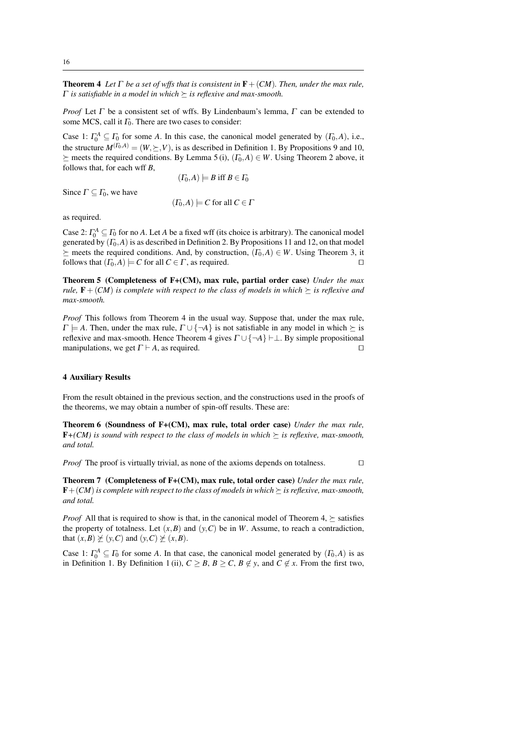**Theorem 4** *Let $\Gamma$ be a set of wffs that is consistent in* $\mathbf{F}+(CM)$*. Then, under the max rule, $\Gamma$ is satisfiable in a model in which $\succeq$ is reflexive and max-smooth.*

*Proof* Let $\Gamma$ be a consistent set of wffs. By Lindenbaum's lemma, $\Gamma$ can be extended to some MCS, call it $\Gamma_0$. There are two cases to consider:

Case 1: $\Gamma_0^A \subseteq \Gamma_0$ for some $A$. In this case, the canonical model generated by $(\Gamma_0, A)$, i.e., the structure $M^{(\Gamma_0,A)} = (W, \succeq, V)$, is as described in Definition 1. By Propositions 9 and 10, $\succeq$ meets the required conditions. By Lemma 5 (i), $(\Gamma_0, A) \in W$. Using Theorem 2 above, it follows that, for each wff $B$,

$$(\Gamma_0, A) \models B \text{ iff } B \in \Gamma_0$$

Since $\Gamma \subseteq \Gamma_0$, we have

$$(\Gamma_0, A) \models C \text{ for all } C \in \Gamma$$

as required.

Case 2: $\Gamma_0^A \subseteq \Gamma_0$ for no $A$. Let $A$ be a fixed wff (its choice is arbitrary). The canonical model generated by $(\Gamma_0, A)$ is as described in Definition 2. By Propositions 11 and 12, on that model $\succeq$ meets the required conditions. And, by construction, $(\Gamma_0, A) \in W$. Using Theorem 3, it follows that $(\Gamma_0, A) \models C$ for all $C \in \Gamma$, as required. $\square$

**Theorem 5 (Completeness of F+(CM), max rule, partial order case)** *Under the max rule,* $\mathbf{F}+(CM)$ *is complete with respect to the class of models in which $\succeq$ is reflexive and max-smooth.*

*Proof* This follows from Theorem 4 in the usual way. Suppose that, under the max rule, $\Gamma \models A$. Then, under the max rule, $\Gamma \cup \{\neg A\}$ is not satisfiable in any model in which $\succeq$ is reflexive and max-smooth. Hence Theorem 4 gives $\Gamma \cup \{\neg A\} \vdash \bot$. By simple propositional manipulations, we get $\Gamma \vdash A$, as required. $\square$

## 4 Auxiliary Results

From the result obtained in the previous section, and the constructions used in the proofs of the theorems, we may obtain a number of spin-off results. These are:

**Theorem 6 (Soundness of F+(CM), max rule, total order case)** *Under the max rule,* **F**+*(CM) is sound with respect to the class of models in which $\succeq$ is reflexive, max-smooth, and total.*

*Proof* The proof is virtually trivial, as none of the axioms depends on totalness. $\square$

**Theorem 7 (Completeness of F+(CM), max rule, total order case)** *Under the max rule,* $\mathbf{F}+(CM)$ *is complete with respect to the class of models in which $\succeq$ is reflexive, max-smooth, and total.*

*Proof* All that is required to show is that, in the canonical model of Theorem 4, $\succeq$ satisfies the property of totalness. Let $(x, B)$ and $(y, C)$ be in $W$. Assume, to reach a contradiction, that $(x, B) \not\succeq (y, C)$ and $(y, C) \not\succeq (x, B)$.

Case 1: $\Gamma_0^A \subseteq \Gamma_0$ for some $A$. In that case, the canonical model generated by $(\Gamma_0, A)$ is as in Definition 1. By Definition 1 (ii), $C \geq B$, $B \geq C$, $B \notin y$, and $C \notin x$. From the first two,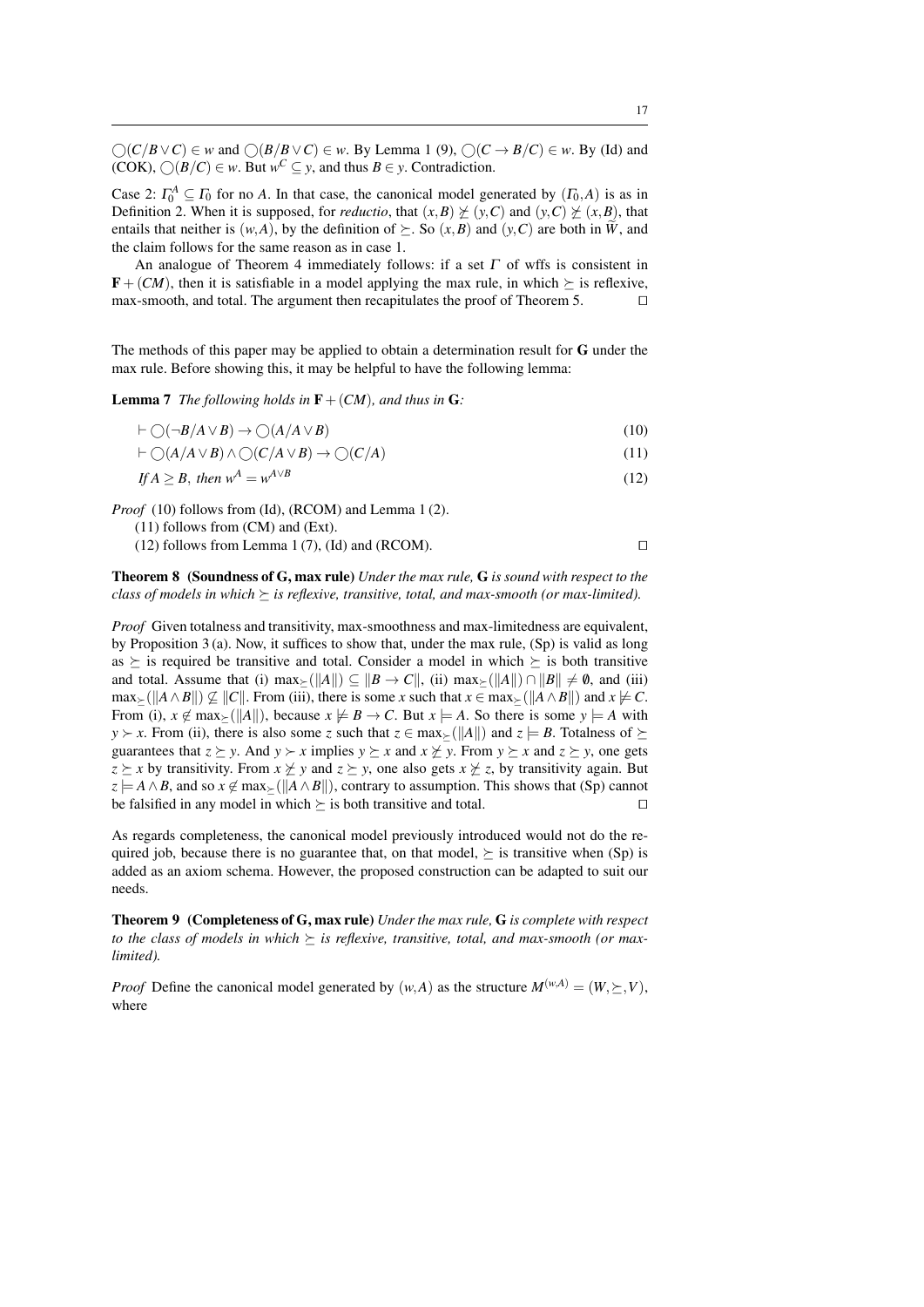$\bigcirc(C/B \vee C) \in w$ and $\bigcirc(B/B \vee C) \in w$. By Lemma 1 (9), $\bigcirc(C \rightarrow B/C) \in w$. By (Id) and (COK), $\bigcirc(B/C) \in w$. But $w^C \subseteq y$, and thus $B \in y$. Contradiction.

Case 2: $\Gamma_0^A \subseteq \Gamma_0$ for no $A$. In that case, the canonical model generated by $(\Gamma_0, A)$ is as in Definition 2. When it is supposed, for *reductio*, that $(x,B) \not\succeq (y,C)$ and $(y,C) \not\succeq (x,B)$, that entails that neither is $(w,A)$, by the definition of $\succeq$. So $(x,B)$ and $(y,C)$ are both in $\widetilde{W}$, and the claim follows for the same reason as in case 1.

An analogue of Theorem 4 immediately follows: if a set $\Gamma$ of wffs is consistent in $\mathbf{F} + (CM)$, then it is satisfiable in a model applying the max rule, in which $\succeq$ is reflexive, max-smooth, and total. The argument then recapitulates the proof of Theorem 5. □

The methods of this paper may be applied to obtain a determination result for **G** under the max rule. Before showing this, it may be helpful to have the following lemma:

**Lemma 7** *The following holds in* $\mathbf{F} + (CM)$*, and thus in* **G***:*

$$\vdash \bigcirc(\neg B/A \vee B) \rightarrow \bigcirc(A/A \vee B) \tag{10}$$

$$\vdash \bigcirc(A/A \vee B) \wedge \bigcirc(C/A \vee B) \rightarrow \bigcirc(C/A) \tag{11}$$

$$\text{If } A \geq B, \text{ then } w^A = w^{A \vee B} \tag{12}$$

*Proof* (10) follows from (Id), (RCOM) and Lemma 1 (2).
(11) follows from (CM) and (Ext).
(12) follows from Lemma 1 (7), (Id) and (RCOM). □

**Theorem 8 (Soundness of G, max rule)** *Under the max rule,* **G** *is sound with respect to the class of models in which $\succeq$ is reflexive, transitive, total, and max-smooth (or max-limited).*

*Proof* Given totalness and transitivity, max-smoothness and max-limitedness are equivalent, by Proposition 3 (a). Now, it suffices to show that, under the max rule, (Sp) is valid as long as $\succeq$ is required be transitive and total. Consider a model in which $\succeq$ is both transitive and total. Assume that (i) $\max_{\succeq}(\|A\|) \subseteq \|B \rightarrow C\|$, (ii) $\max_{\succeq}(\|A\|) \cap \|B\| \neq \emptyset$, and (iii) $\max_{\succeq}(\|A \wedge B\|) \not\subseteq \|C\|$. From (iii), there is some $x$ such that $x \in \max_{\succeq}(\|A \wedge B\|)$ and $x \not\models C$. From (i), $x \notin \max_{\succeq}(\|A\|)$, because $x \not\models B \rightarrow C$. But $x \models A$. So there is some $y \models A$ with $y \succ x$. From (ii), there is also some $z$ such that $z \in \max_{\succeq}(\|A\|)$ and $z \models B$. Totalness of $\succeq$ guarantees that $z \succeq y$. And $y \succ x$ implies $y \succeq x$ and $x \not\succeq y$. From $y \succeq x$ and $z \succeq y$, one gets $z \succeq x$ by transitivity. From $x \not\succeq y$ and $z \succeq y$, one also gets $x \not\succeq z$, by transitivity again. But $z \models A \wedge B$, and so $x \notin \max_{\succeq}(\|A \wedge B\|)$, contrary to assumption. This shows that (Sp) cannot be falsified in any model in which $\succeq$ is both transitive and total. □

As regards completeness, the canonical model previously introduced would not do the required job, because there is no guarantee that, on that model, $\succeq$ is transitive when (Sp) is added as an axiom schema. However, the proposed construction can be adapted to suit our needs.

**Theorem 9 (Completeness of G, max rule)** *Under the max rule,* **G** *is complete with respect to the class of models in which $\succeq$ is reflexive, transitive, total, and max-smooth (or max-limited).*

*Proof* Define the canonical model generated by $(w,A)$ as the structure $M^{(w,A)} = (W, \succeq, V)$, where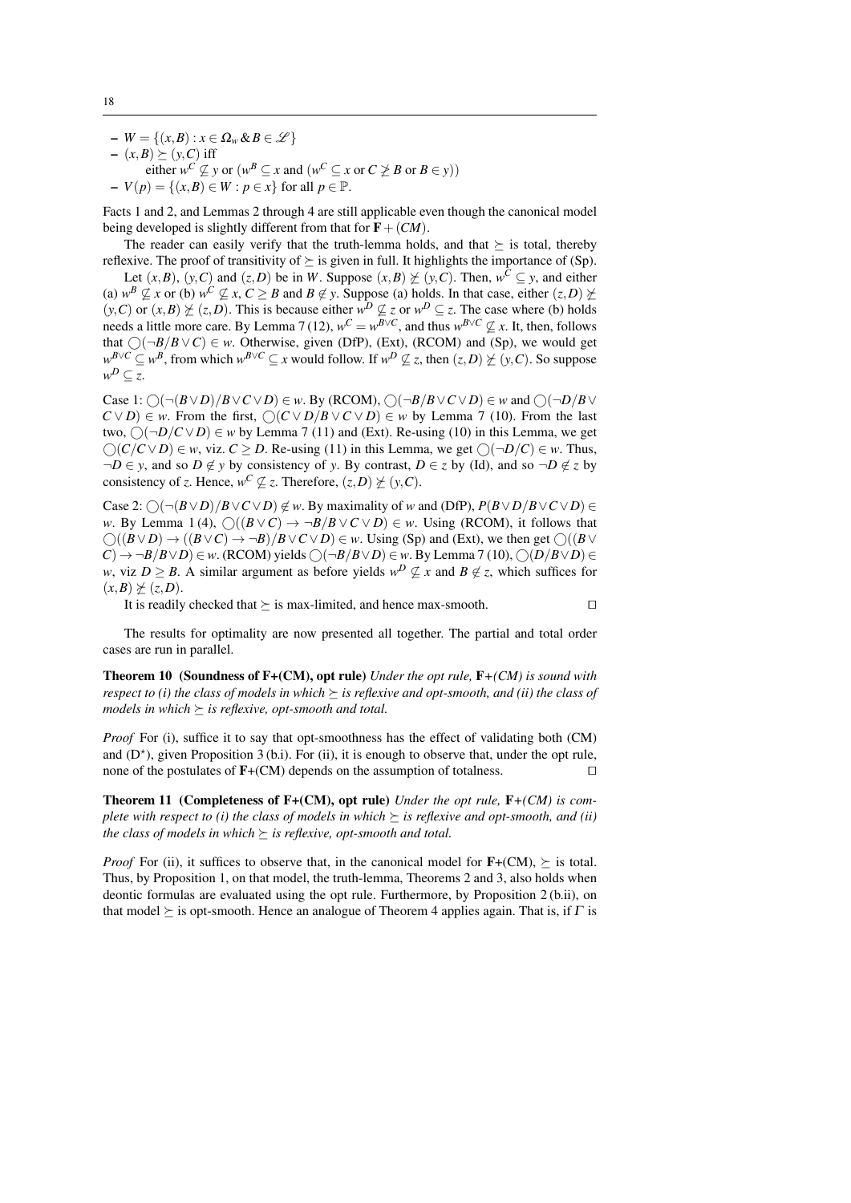- $W = \{(x,B) : x \in \Omega_w \,\&\, B \in \mathscr{L}\}$
- $(x,B) \succeq (y,C)$ iff
  either $w^C \not\subseteq y$ or $(w^B \subseteq x$ and $(w^C \subseteq x$ or $C \not\geq B$ or $B \in y))$
- $V(p) = \{(x,B) \in W : p \in x\}$ for all $p \in \mathbb{P}$.

Facts 1 and 2, and Lemmas 2 through 4 are still applicable even though the canonical model being developed is slightly different from that for $\mathbf{F} + (CM)$.

The reader can easily verify that the truth-lemma holds, and that $\succeq$ is total, thereby reflexive. The proof of transitivity of $\succeq$ is given in full. It highlights the importance of (Sp).

Let $(x,B)$, $(y,C)$ and $(z,D)$ be in $W$. Suppose $(x,B) \not\succeq (y,C)$. Then, $w^C \subseteq y$, and either (a) $w^B \not\subseteq x$ or (b) $w^C \not\subseteq x$, $C \geq B$ and $B \notin y$. Suppose (a) holds. In that case, either $(z,D) \not\succeq (y,C)$ or $(x,B) \not\succeq (z,D)$. This is because either $w^D \not\subseteq z$ or $w^D \subseteq z$. The case where (b) holds needs a little more care. By Lemma 7 (12), $w^C = w^{B \vee C}$, and thus $w^{B \vee C} \not\subseteq x$. It, then, follows that $\bigcirc(\neg B / B \vee C) \in w$. Otherwise, given (DfP), (Ext), (RCOM) and (Sp), we would get $w^{B \vee C} \subseteq w^B$, from which $w^{B \vee C} \subseteq x$ would follow. If $w^D \not\subseteq z$, then $(z,D) \not\succeq (y,C)$. So suppose $w^D \subseteq z$.

Case 1: $\bigcirc(\neg(B \vee D) / B \vee C \vee D) \in w$. By (RCOM), $\bigcirc(\neg B / B \vee C \vee D) \in w$ and $\bigcirc(\neg D / B \vee C \vee D) \in w$. From the first, $\bigcirc(C \vee D / B \vee C \vee D) \in w$ by Lemma 7 (10). From the last two, $\bigcirc(\neg D / C \vee D) \in w$ by Lemma 7 (11) and (Ext). Re-using (10) in this Lemma, we get $\bigcirc(C / C \vee D) \in w$, viz. $C \geq D$. Re-using (11) in this Lemma, we get $\bigcirc(\neg D / C) \in w$. Thus, $\neg D \in y$, and so $D \notin y$ by consistency of $y$. By contrast, $D \in z$ by (Id), and so $\neg D \notin z$ by consistency of $z$. Hence, $w^C \not\subseteq z$. Therefore, $(z,D) \not\succeq (y,C)$.

Case 2: $\bigcirc(\neg(B \vee D) / B \vee C \vee D) \notin w$. By maximality of $w$ and (DfP), $P(B \vee D / B \vee C \vee D) \in w$. By Lemma 1 (4), $\bigcirc((B \vee C) \to \neg B / B \vee C \vee D) \in w$. Using (RCOM), it follows that $\bigcirc((B \vee D) \to ((B \vee C) \to \neg B) / B \vee C \vee D) \in w$. Using (Sp) and (Ext), we then get $\bigcirc((B \vee C) \to \neg B / B \vee D) \in w$. (RCOM) yields $\bigcirc(\neg B / B \vee D) \in w$. By Lemma 7 (10), $\bigcirc(D / B \vee D) \in w$, viz $D \geq B$. A similar argument as before yields $w^D \not\subseteq x$ and $B \notin z$, which suffices for $(x,B) \not\succeq (z,D)$.

It is readily checked that $\succeq$ is max-limited, and hence max-smooth. $\square$

The results for optimality are now presented all together. The partial and total order cases are run in parallel.

**Theorem 10 (Soundness of F+(CM), opt rule)** *Under the opt rule,* **F***+(CM) is sound with respect to (i) the class of models in which $\succeq$ is reflexive and opt-smooth, and (ii) the class of models in which $\succeq$ is reflexive, opt-smooth and total.*

*Proof* For (i), suffice it to say that opt-smoothness has the effect of validating both (CM) and (D$^\star$), given Proposition 3 (b.i). For (ii), it is enough to observe that, under the opt rule, none of the postulates of **F**+(CM) depends on the assumption of totalness. $\square$

**Theorem 11 (Completeness of F+(CM), opt rule)** *Under the opt rule,* **F***+(CM) is complete with respect to (i) the class of models in which $\succeq$ is reflexive and opt-smooth, and (ii) the class of models in which $\succeq$ is reflexive, opt-smooth and total.*

*Proof* For (ii), it suffices to observe that, in the canonical model for **F**+(CM), $\succeq$ is total. Thus, by Proposition 1, on that model, the truth-lemma, Theorems 2 and 3, also holds when deontic formulas are evaluated using the opt rule. Furthermore, by Proposition 2 (b.ii), on that model $\succeq$ is opt-smooth. Hence an analogue of Theorem 4 applies again. That is, if $\Gamma$ is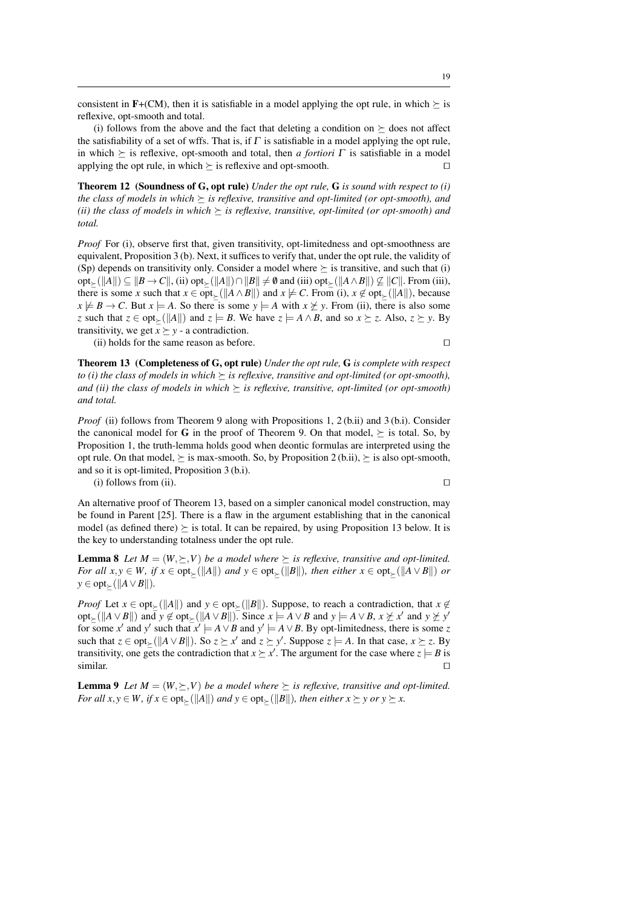consistent in **F**+(CM), then it is satisfiable in a model applying the opt rule, in which $\succeq$ is reflexive, opt-smooth and total.

(i) follows from the above and the fact that deleting a condition on $\succeq$ does not affect the satisfiability of a set of wffs. That is, if $\Gamma$ is satisfiable in a model applying the opt rule, in which $\succeq$ is reflexive, opt-smooth and total, then *a fortiori* $\Gamma$ is satisfiable in a model applying the opt rule, in which $\succeq$ is reflexive and opt-smooth. □

**Theorem 12 (Soundness of G, opt rule)** *Under the opt rule,* **G** *is sound with respect to (i) the class of models in which $\succeq$ is reflexive, transitive and opt-limited (or opt-smooth), and (ii) the class of models in which $\succeq$ is reflexive, transitive, opt-limited (or opt-smooth) and total.*

*Proof* For (i), observe first that, given transitivity, opt-limitedness and opt-smoothness are equivalent, Proposition 3 (b). Next, it suffices to verify that, under the opt rule, the validity of (Sp) depends on transitivity only. Consider a model where $\succeq$ is transitive, and such that (i) $\text{opt}_{\succeq}(\|A\|) \subseteq \|B \to C\|$, (ii) $\text{opt}_{\succeq}(\|A\|) \cap \|B\| \neq \emptyset$ and (iii) $\text{opt}_{\succeq}(\|A \wedge B\|) \not\subseteq \|C\|$. From (iii), there is some $x$ such that $x \in \text{opt}_{\succeq}(\|A \wedge B\|)$ and $x \not\models C$. From (i), $x \notin \text{opt}_{\succeq}(\|A\|)$, because $x \not\models B \to C$. But $x \models A$. So there is some $y \models A$ with $x \not\succeq y$. From (ii), there is also some $z$ such that $z \in \text{opt}_{\succeq}(\|A\|)$ and $z \models B$. We have $z \models A \wedge B$, and so $x \succeq z$. Also, $z \succeq y$. By transitivity, we get $x \succeq y$ - a contradiction.

(ii) holds for the same reason as before. □

**Theorem 13 (Completeness of G, opt rule)** *Under the opt rule,* **G** *is complete with respect to (i) the class of models in which $\succeq$ is reflexive, transitive and opt-limited (or opt-smooth), and (ii) the class of models in which $\succeq$ is reflexive, transitive, opt-limited (or opt-smooth) and total.*

*Proof* (ii) follows from Theorem 9 along with Propositions 1, 2 (b.ii) and 3 (b.i). Consider the canonical model for **G** in the proof of Theorem 9. On that model, $\succeq$ is total. So, by Proposition 1, the truth-lemma holds good when deontic formulas are interpreted using the opt rule. On that model, $\succeq$ is max-smooth. So, by Proposition 2 (b.ii), $\succeq$ is also opt-smooth, and so it is opt-limited, Proposition 3 (b.i).

(i) follows from (ii). □

An alternative proof of Theorem 13, based on a simpler canonical model construction, may be found in Parent [25]. There is a flaw in the argument establishing that in the canonical model (as defined there) $\succeq$ is total. It can be repaired, by using Proposition 13 below. It is the key to understanding totalness under the opt rule.

**Lemma 8** *Let $M = (W, \succeq, V)$ be a model where $\succeq$ is reflexive, transitive and opt-limited. For all $x, y \in W$, if $x \in \text{opt}_{\succeq}(\|A\|)$ and $y \in \text{opt}_{\succeq}(\|B\|)$, then either $x \in \text{opt}_{\succeq}(\|A \vee B\|)$ or $y \in \text{opt}_{\succeq}(\|A \vee B\|)$.*

*Proof* Let $x \in \text{opt}_{\succeq}(\|A\|)$ and $y \in \text{opt}_{\succeq}(\|B\|)$. Suppose, to reach a contradiction, that $x \notin \text{opt}_{\succeq}(\|A \vee B\|)$ and $y \notin \text{opt}_{\succeq}(\|A \vee B\|)$. Since $x \models A \vee B$ and $y \models A \vee B$, $x \not\succeq x'$ and $y \not\succeq y'$ for some $x'$ and $y'$ such that $x' \models A \vee B$ and $y' \models A \vee B$. By opt-limitedness, there is some $z$ such that $z \in \text{opt}_{\succeq}(\|A \vee B\|)$. So $z \succeq x'$ and $z \succeq y'$. Suppose $z \models A$. In that case, $x \succeq z$. By transitivity, one gets the contradiction that $x \succeq x'$. The argument for the case where $z \models B$ is similar. □

**Lemma 9** *Let $M = (W, \succeq, V)$ be a model where $\succeq$ is reflexive, transitive and opt-limited. For all $x, y \in W$, if $x \in \text{opt}_{\succeq}(\|A\|)$ and $y \in \text{opt}_{\succeq}(\|B\|)$, then either $x \succeq y$ or $y \succeq x$.*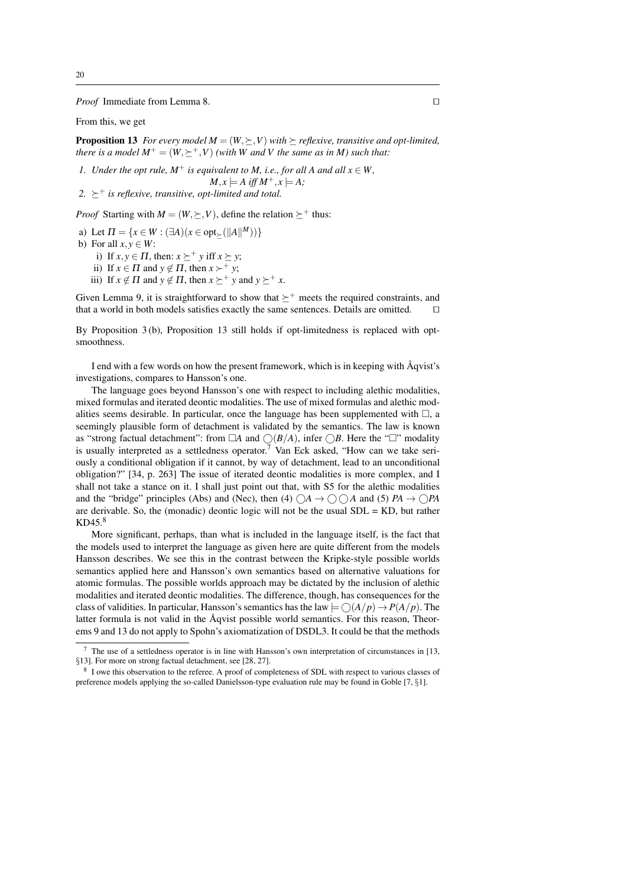*Proof* Immediate from Lemma 8. □

From this, we get

**Proposition 13** *For every model $M = (W, \succeq, V)$ with $\succeq$ reflexive, transitive and opt-limited, there is a model $M^+ = (W, \succeq^+, V)$ (with $W$ and $V$ the same as in $M$) such that:*

1. *Under the opt rule, $M^+$ is equivalent to $M$, i.e., for all $A$ and all $x \in W$,*
$$M, x \models A \text{ iff } M^+, x \models A;$$
2. *$\succeq^+$ is reflexive, transitive, opt-limited and total.*

*Proof* Starting with $M = (W, \succeq, V)$, define the relation $\succeq^+$ thus:

a) Let $\Pi = \{x \in W : (\exists A)(x \in \text{opt}_{\succeq}(\|A\|^M))\}$
b) For all $x, y \in W$:
   i) If $x, y \in \Pi$, then: $x \succeq^+ y$ iff $x \succeq y$;
   ii) If $x \in \Pi$ and $y \notin \Pi$, then $x \succ^+ y$;
   iii) If $x \notin \Pi$ and $y \notin \Pi$, then $x \succeq^+ y$ and $y \succeq^+ x$.

Given Lemma 9, it is straightforward to show that $\succeq^+$ meets the required constraints, and that a world in both models satisfies exactly the same sentences. Details are omitted. □

By Proposition 3 (b), Proposition 13 still holds if opt-limitedness is replaced with opt-smoothness.

I end with a few words on how the present framework, which is in keeping with Åqvist's investigations, compares to Hansson's one.

The language goes beyond Hansson's one with respect to including alethic modalities, mixed formulas and iterated deontic modalities. The use of mixed formulas and alethic modalities seems desirable. In particular, once the language has been supplemented with $\Box$, a seemingly plausible form of detachment is validated by the semantics. The law is known as "strong factual detachment": from $\Box A$ and $\bigcirc(B/A)$, infer $\bigcirc B$. Here the "$\Box$" modality is usually interpreted as a settledness operator.[7] Van Eck asked, "How can we take seriously a conditional obligation if it cannot, by way of detachment, lead to an unconditional obligation?" [34, p. 263] The issue of iterated deontic modalities is more complex, and I shall not take a stance on it. I shall just point out that, with S5 for the alethic modalities and the "bridge" principles (Abs) and (Nec), then (4) $\bigcirc A \rightarrow \bigcirc \bigcirc A$ and (5) $PA \rightarrow \bigcirc PA$ are derivable. So, the (monadic) deontic logic will not be the usual SDL = KD, but rather KD45.[8]

More significant, perhaps, than what is included in the language itself, is the fact that the models used to interpret the language as given here are quite different from the models Hansson describes. We see this in the contrast between the Kripke-style possible worlds semantics applied here and Hansson's own semantics based on alternative valuations for atomic formulas. The possible worlds approach may be dictated by the inclusion of alethic modalities and iterated deontic modalities. The difference, though, has consequences for the class of validities. In particular, Hansson's semantics has the law $\models \bigcirc(A/p) \rightarrow P(A/p)$. The latter formula is not valid in the Åqvist possible world semantics. For this reason, Theorems 9 and 13 do not apply to Spohn's axiomatization of DSDL3. It could be that the methods

[7] The use of a settledness operator is in line with Hansson's own interpretation of circumstances in [13, §13]. For more on strong factual detachment, see [28, 27].

[8] I owe this observation to the referee. A proof of completeness of SDL with respect to various classes of preference models applying the so-called Danielsson-type evaluation rule may be found in Goble [7, §1].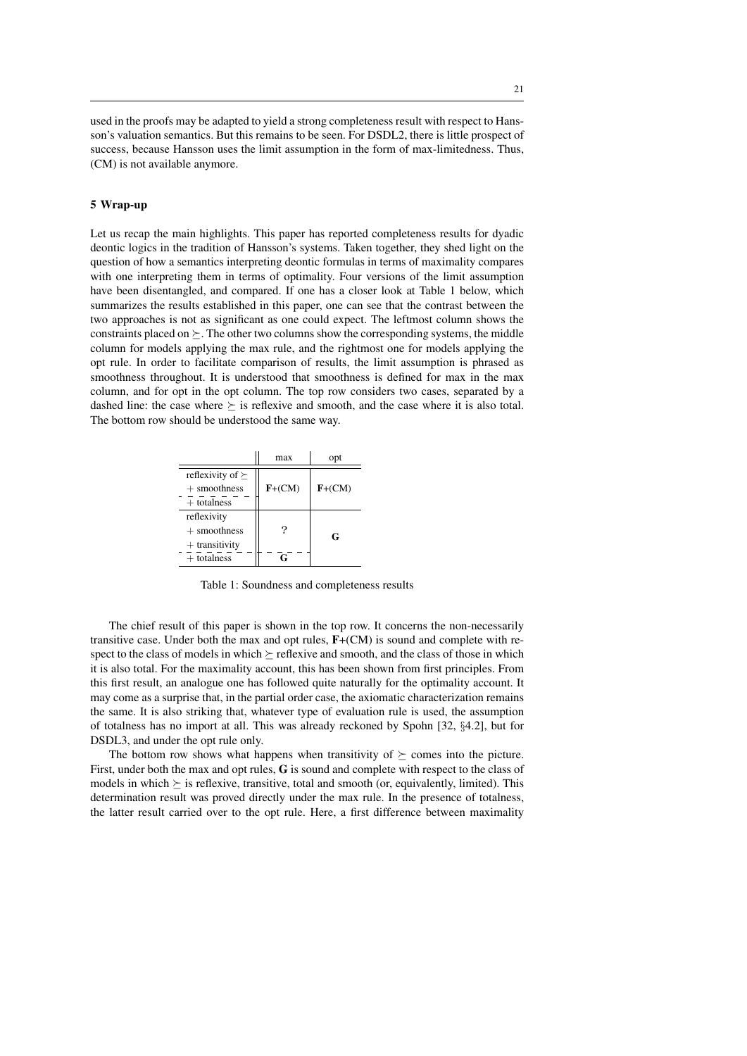used in the proofs may be adapted to yield a strong completeness result with respect to Hansson's valuation semantics. But this remains to be seen. For DSDL2, there is little prospect of success, because Hansson uses the limit assumption in the form of max-limitedness. Thus, (CM) is not available anymore.

## 5 Wrap-up

Let us recap the main highlights. This paper has reported completeness results for dyadic deontic logics in the tradition of Hansson's systems. Taken together, they shed light on the question of how a semantics interpreting deontic formulas in terms of maximality compares with one interpreting them in terms of optimality. Four versions of the limit assumption have been disentangled, and compared. If one has a closer look at Table 1 below, which summarizes the results established in this paper, one can see that the contrast between the two approaches is not as significant as one could expect. The leftmost column shows the constraints placed on $\succeq$. The other two columns show the corresponding systems, the middle column for models applying the max rule, and the rightmost one for models applying the opt rule. In order to facilitate comparison of results, the limit assumption is phrased as smoothness throughout. It is understood that smoothness is defined for max in the max column, and for opt in the opt column. The top row considers two cases, separated by a dashed line: the case where $\succeq$ is reflexive and smooth, and the case where it is also total. The bottom row should be understood the same way.

| | max | opt |
|---|---|---|
| reflexivity of $\succeq$ + smoothness | **F**+(CM) | **F**+(CM) |
| + totalness | | |
| reflexivity + smoothness + transitivity | ? | **G** |
| + totalness | **G** | |

Table 1: Soundness and completeness results

The chief result of this paper is shown in the top row. It concerns the non-necessarily transitive case. Under both the max and opt rules, **F**+(CM) is sound and complete with respect to the class of models in which $\succeq$ reflexive and smooth, and the class of those in which it is also total. For the maximality account, this has been shown from first principles. From this first result, an analogue one has followed quite naturally for the optimality account. It may come as a surprise that, in the partial order case, the axiomatic characterization remains the same. It is also striking that, whatever type of evaluation rule is used, the assumption of totalness has no import at all. This was already reckoned by Spohn [32, §4.2], but for DSDL3, and under the opt rule only.

The bottom row shows what happens when transitivity of $\succeq$ comes into the picture. First, under both the max and opt rules, **G** is sound and complete with respect to the class of models in which $\succeq$ is reflexive, transitive, total and smooth (or, equivalently, limited). This determination result was proved directly under the max rule. In the presence of totalness, the latter result carried over to the opt rule. Here, a first difference between maximality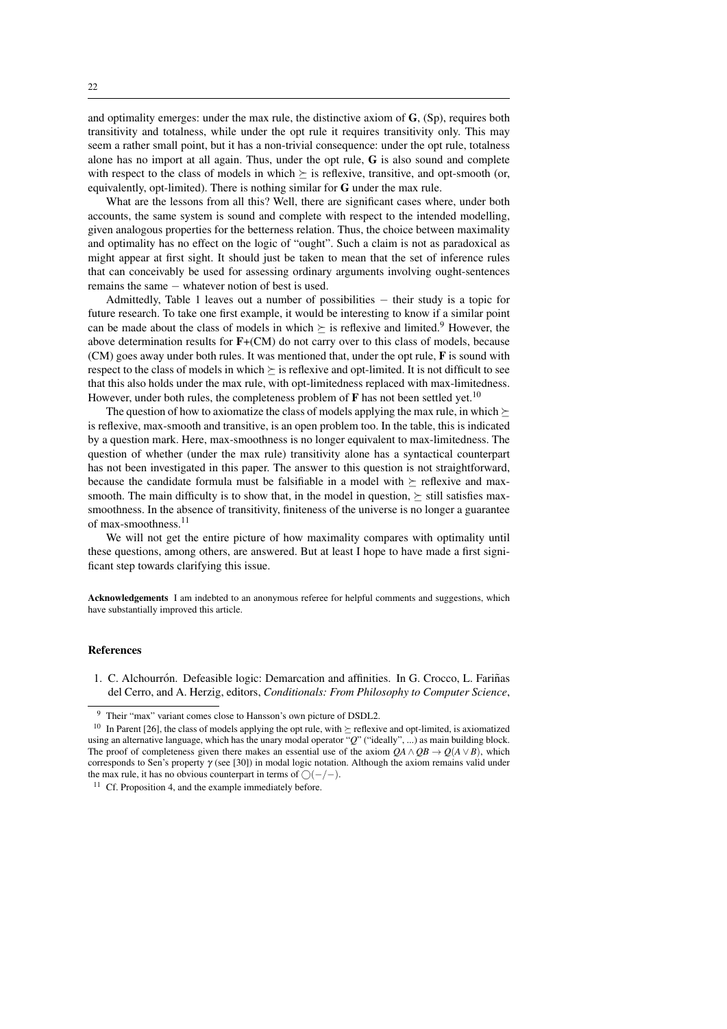and optimality emerges: under the max rule, the distinctive axiom of **G**, (Sp), requires both transitivity and totalness, while under the opt rule it requires transitivity only. This may seem a rather small point, but it has a non-trivial consequence: under the opt rule, totalness alone has no import at all again. Thus, under the opt rule, **G** is also sound and complete with respect to the class of models in which $\succeq$ is reflexive, transitive, and opt-smooth (or, equivalently, opt-limited). There is nothing similar for **G** under the max rule.

What are the lessons from all this? Well, there are significant cases where, under both accounts, the same system is sound and complete with respect to the intended modelling, given analogous properties for the betterness relation. Thus, the choice between maximality and optimality has no effect on the logic of "ought". Such a claim is not as paradoxical as might appear at first sight. It should just be taken to mean that the set of inference rules that can conceivably be used for assessing ordinary arguments involving ought-sentences remains the same − whatever notion of best is used.

Admittedly, Table 1 leaves out a number of possibilities − their study is a topic for future research. To take one first example, it would be interesting to know if a similar point can be made about the class of models in which $\succeq$ is reflexive and limited.[9] However, the above determination results for **F**+(CM) do not carry over to this class of models, because (CM) goes away under both rules. It was mentioned that, under the opt rule, **F** is sound with respect to the class of models in which $\succeq$ is reflexive and opt-limited. It is not difficult to see that this also holds under the max rule, with opt-limitedness replaced with max-limitedness. However, under both rules, the completeness problem of **F** has not been settled yet.[10]

The question of how to axiomatize the class of models applying the max rule, in which $\succeq$ is reflexive, max-smooth and transitive, is an open problem too. In the table, this is indicated by a question mark. Here, max-smoothness is no longer equivalent to max-limitedness. The question of whether (under the max rule) transitivity alone has a syntactical counterpart has not been investigated in this paper. The answer to this question is not straightforward, because the candidate formula must be falsifiable in a model with $\succeq$ reflexive and max-smooth. The main difficulty is to show that, in the model in question, $\succeq$ still satisfies max-smoothness. In the absence of transitivity, finiteness of the universe is no longer a guarantee of max-smoothness.[11]

We will not get the entire picture of how maximality compares with optimality until these questions, among others, are answered. But at least I hope to have made a first significant step towards clarifying this issue.

**Acknowledgements** I am indebted to an anonymous referee for helpful comments and suggestions, which have substantially improved this article.

## References

1. C. Alchourrón. Defeasible logic: Demarcation and affinities. In G. Crocco, L. Fariñas del Cerro, and A. Herzig, editors, *Conditionals: From Philosophy to Computer Science*,

---

[9] Their "max" variant comes close to Hansson's own picture of DSDL2.

[10] In Parent [26], the class of models applying the opt rule, with $\succeq$ reflexive and opt-limited, is axiomatized using an alternative language, which has the unary modal operator "$Q$" ("ideally", ...) as main building block. The proof of completeness given there makes an essential use of the axiom $QA \wedge QB \rightarrow Q(A \vee B)$, which corresponds to Sen's property $\gamma$ (see [30]) in modal logic notation. Although the axiom remains valid under the max rule, it has no obvious counterpart in terms of $\bigcirc(-/-)$.

[11] Cf. Proposition 4, and the example immediately before.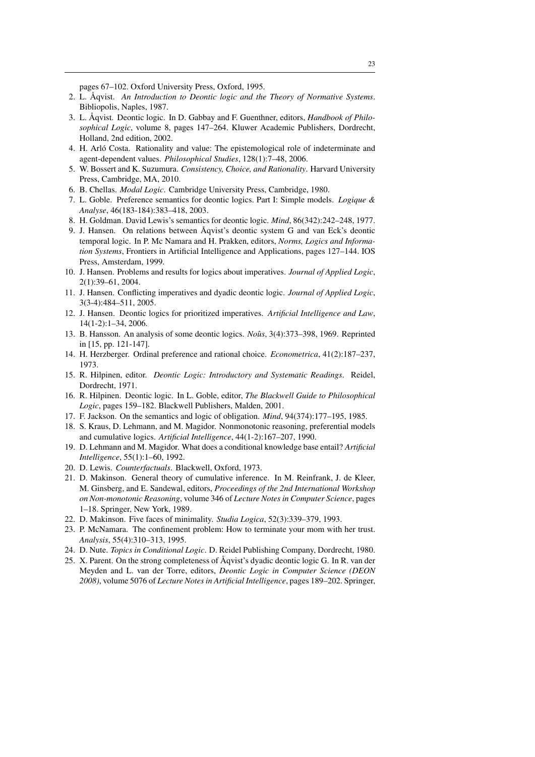pages 67–102. Oxford University Press, Oxford, 1995.

2. L. Åqvist. *An Introduction to Deontic logic and the Theory of Normative Systems*. Bibliopolis, Naples, 1987.
3. L. Åqvist. Deontic logic. In D. Gabbay and F. Guenthner, editors, *Handbook of Philosophical Logic*, volume 8, pages 147–264. Kluwer Academic Publishers, Dordrecht, Holland, 2nd edition, 2002.
4. H. Arló Costa. Rationality and value: The epistemological role of indeterminate and agent-dependent values. *Philosophical Studies*, 128(1):7–48, 2006.
5. W. Bossert and K. Suzumura. *Consistency, Choice, and Rationality*. Harvard University Press, Cambridge, MA, 2010.
6. B. Chellas. *Modal Logic*. Cambridge University Press, Cambridge, 1980.
7. L. Goble. Preference semantics for deontic logics. Part I: Simple models. *Logique & Analyse*, 46(183-184):383–418, 2003.
8. H. Goldman. David Lewis's semantics for deontic logic. *Mind*, 86(342):242–248, 1977.
9. J. Hansen. On relations between Åqvist's deontic system G and van Eck's deontic temporal logic. In P. Mc Namara and H. Prakken, editors, *Norms, Logics and Information Systems*, Frontiers in Artificial Intelligence and Applications, pages 127–144. IOS Press, Amsterdam, 1999.
10. J. Hansen. Problems and results for logics about imperatives. *Journal of Applied Logic*, 2(1):39–61, 2004.
11. J. Hansen. Conflicting imperatives and dyadic deontic logic. *Journal of Applied Logic*, 3(3-4):484–511, 2005.
12. J. Hansen. Deontic logics for prioritized imperatives. *Artificial Intelligence and Law*, 14(1-2):1–34, 2006.
13. B. Hansson. An analysis of some deontic logics. *Noûs*, 3(4):373–398, 1969. Reprinted in [15, pp. 121-147].
14. H. Herzberger. Ordinal preference and rational choice. *Econometrica*, 41(2):187–237, 1973.
15. R. Hilpinen, editor. *Deontic Logic: Introductory and Systematic Readings*. Reidel, Dordrecht, 1971.
16. R. Hilpinen. Deontic logic. In L. Goble, editor, *The Blackwell Guide to Philosophical Logic*, pages 159–182. Blackwell Publishers, Malden, 2001.
17. F. Jackson. On the semantics and logic of obligation. *Mind*, 94(374):177–195, 1985.
18. S. Kraus, D. Lehmann, and M. Magidor. Nonmonotonic reasoning, preferential models and cumulative logics. *Artificial Intelligence*, 44(1-2):167–207, 1990.
19. D. Lehmann and M. Magidor. What does a conditional knowledge base entail? *Artificial Intelligence*, 55(1):1–60, 1992.
20. D. Lewis. *Counterfactuals*. Blackwell, Oxford, 1973.
21. D. Makinson. General theory of cumulative inference. In M. Reinfrank, J. de Kleer, M. Ginsberg, and E. Sandewal, editors, *Proceedings of the 2nd International Workshop on Non-monotonic Reasoning*, volume 346 of *Lecture Notes in Computer Science*, pages 1–18. Springer, New York, 1989.
22. D. Makinson. Five faces of minimality. *Studia Logica*, 52(3):339–379, 1993.
23. P. McNamara. The confinement problem: How to terminate your mom with her trust. *Analysis*, 55(4):310–313, 1995.
24. D. Nute. *Topics in Conditional Logic*. D. Reidel Publishing Company, Dordrecht, 1980.
25. X. Parent. On the strong completeness of Åqvist's dyadic deontic logic G. In R. van der Meyden and L. van der Torre, editors, *Deontic Logic in Computer Science (DEON 2008)*, volume 5076 of *Lecture Notes in Artificial Intelligence*, pages 189–202. Springer,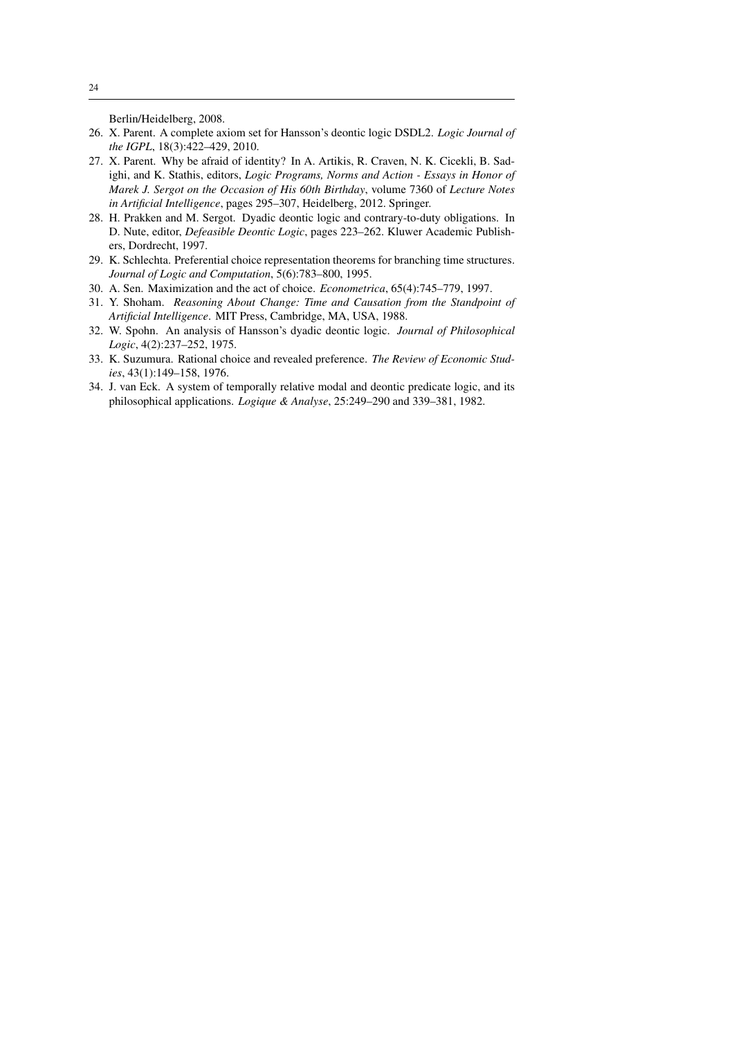Berlin/Heidelberg, 2008.

26. X. Parent. A complete axiom set for Hansson's deontic logic DSDL2. *Logic Journal of the IGPL*, 18(3):422–429, 2010.
27. X. Parent. Why be afraid of identity? In A. Artikis, R. Craven, N. K. Cicekli, B. Sadighi, and K. Stathis, editors, *Logic Programs, Norms and Action - Essays in Honor of Marek J. Sergot on the Occasion of His 60th Birthday*, volume 7360 of *Lecture Notes in Artificial Intelligence*, pages 295–307, Heidelberg, 2012. Springer.
28. H. Prakken and M. Sergot. Dyadic deontic logic and contrary-to-duty obligations. In D. Nute, editor, *Defeasible Deontic Logic*, pages 223–262. Kluwer Academic Publishers, Dordrecht, 1997.
29. K. Schlechta. Preferential choice representation theorems for branching time structures. *Journal of Logic and Computation*, 5(6):783–800, 1995.
30. A. Sen. Maximization and the act of choice. *Econometrica*, 65(4):745–779, 1997.
31. Y. Shoham. *Reasoning About Change: Time and Causation from the Standpoint of Artificial Intelligence*. MIT Press, Cambridge, MA, USA, 1988.
32. W. Spohn. An analysis of Hansson's dyadic deontic logic. *Journal of Philosophical Logic*, 4(2):237–252, 1975.
33. K. Suzumura. Rational choice and revealed preference. *The Review of Economic Studies*, 43(1):149–158, 1976.
34. J. van Eck. A system of temporally relative modal and deontic predicate logic, and its philosophical applications. *Logique & Analyse*, 25:249–290 and 339–381, 1982.